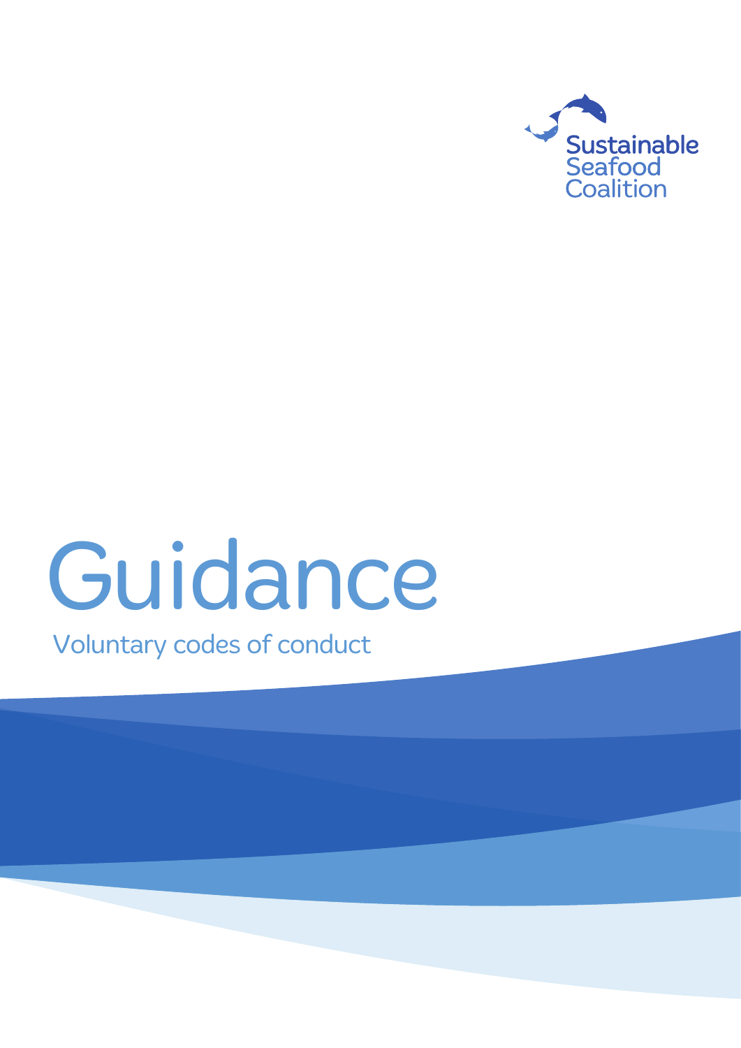Sustainable Seafood Coalition

# Guidance

Voluntary codes of conduct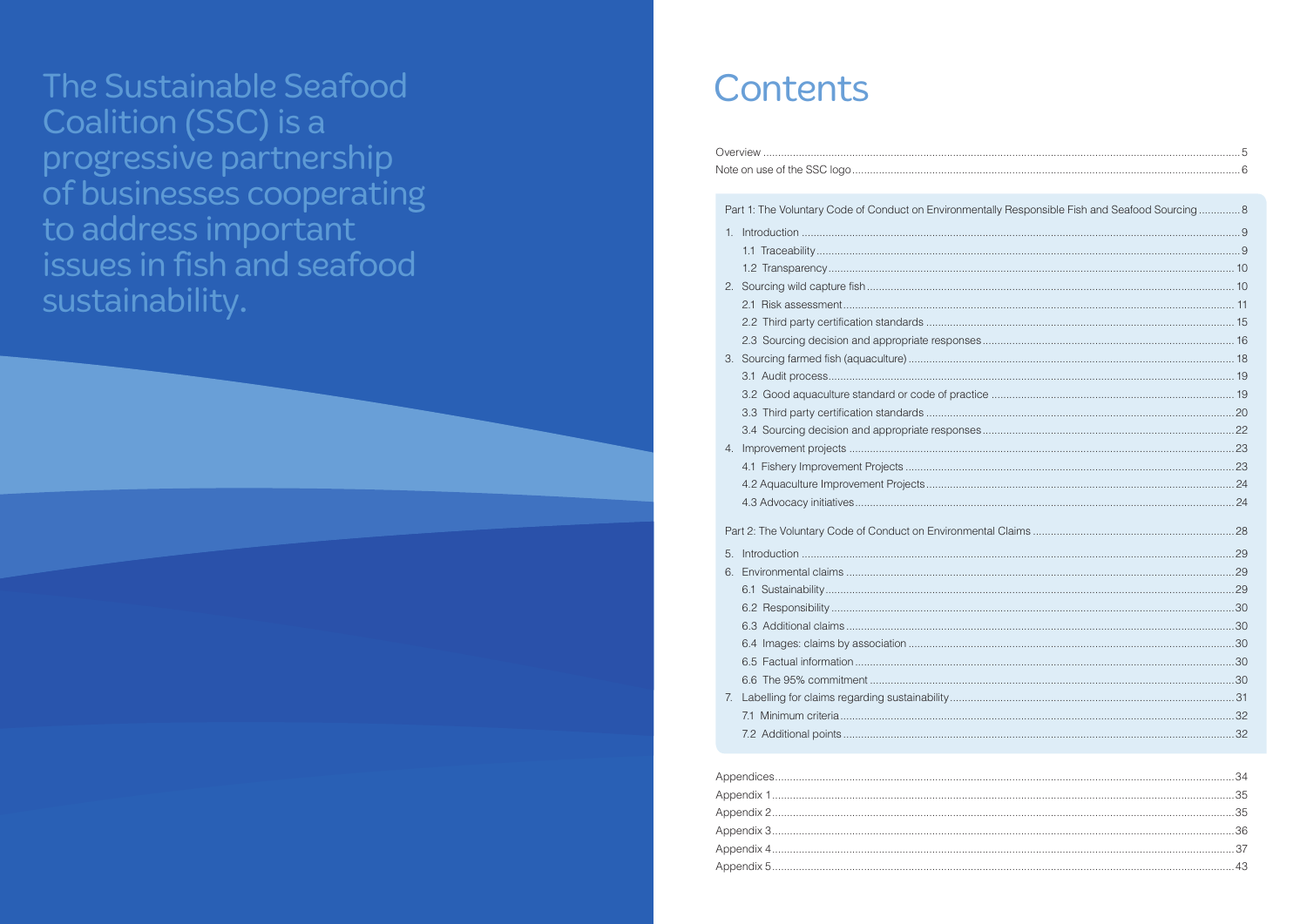The Sustainable Seafood Coalition (SSC) is a progressive partnership of businesses cooperating to address important issues in fish and seafood sustainability.

# Contents

Overview ..... 5
Note on use of the SSC logo ..... 6

Part 1: The Voluntary Code of Conduct on Environmentally Responsible Fish and Seafood Sourcing ..... 8

1. Introduction ..... 9
   - 1.1 Traceability ..... 9
   - 1.2 Transparency ..... 10
2. Sourcing wild capture fish ..... 10
   - 2.1 Risk assessment ..... 11
   - 2.2 Third party certification standards ..... 15
   - 2.3 Sourcing decision and appropriate responses ..... 16
3. Sourcing farmed fish (aquaculture) ..... 18
   - 3.1 Audit process ..... 19
   - 3.2 Good aquaculture standard or code of practice ..... 19
   - 3.3 Third party certification standards ..... 20
   - 3.4 Sourcing decision and appropriate responses ..... 22
4. Improvement projects ..... 23
   - 4.1 Fishery Improvement Projects ..... 23
   - 4.2 Aquaculture Improvement Projects ..... 24
   - 4.3 Advocacy initiatives ..... 24

Part 2: The Voluntary Code of Conduct on Environmental Claims ..... 28

5. Introduction ..... 29
6. Environmental claims ..... 29
   - 6.1 Sustainability ..... 29
   - 6.2 Responsibility ..... 30
   - 6.3 Additional claims ..... 30
   - 6.4 Images: claims by association ..... 30
   - 6.5 Factual information ..... 30
   - 6.6 The 95% commitment ..... 30
7. Labelling for claims regarding sustainability ..... 31
   - 7.1 Minimum criteria ..... 32
   - 7.2 Additional points ..... 32

Appendices ..... 34
Appendix 1 ..... 35
Appendix 2 ..... 35
Appendix 3 ..... 36
Appendix 4 ..... 37
Appendix 5 ..... 43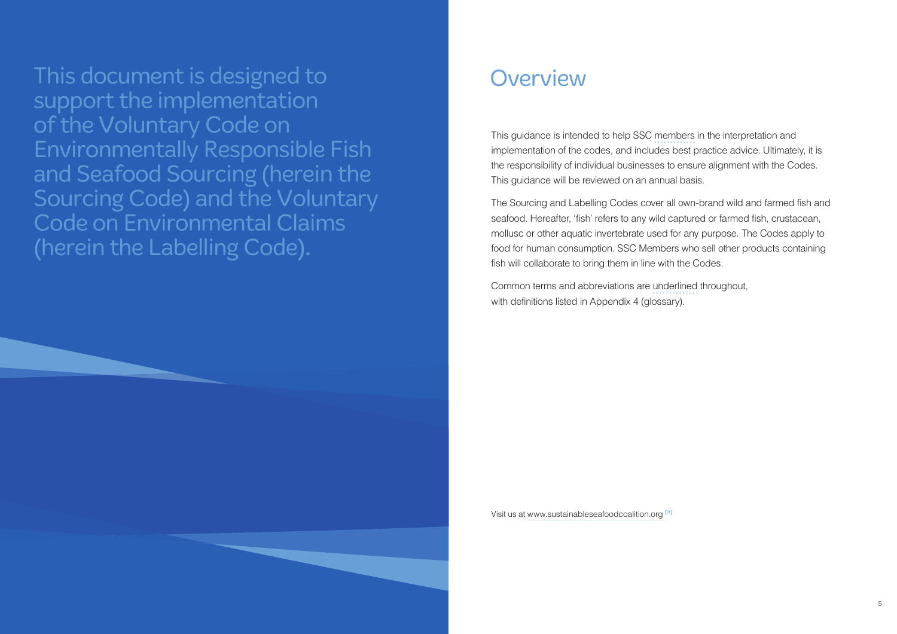This document is designed to support the implementation of the Voluntary Code on Environmentally Responsible Fish and Seafood Sourcing (herein the Sourcing Code) and the Voluntary Code on Environmental Claims (herein the Labelling Code).

# Overview

This guidance is intended to help SSC members in the interpretation and implementation of the codes, and includes best practice advice. Ultimately, it is the responsibility of individual businesses to ensure alignment with the Codes. This guidance will be reviewed on an annual basis.

The Sourcing and Labelling Codes cover all own-brand wild and farmed fish and seafood. Hereafter, 'fish' refers to any wild captured or farmed fish, crustacean, mollusc or other aquatic invertebrate used for any purpose. The Codes apply to food for human consumption. SSC Members who sell other products containing fish will collaborate to bring them in line with the Codes.

Common terms and abbreviations are underlined throughout, with definitions listed in Appendix 4 (glossary).

Visit us at www.sustainableseafoodcoalition.org [↗]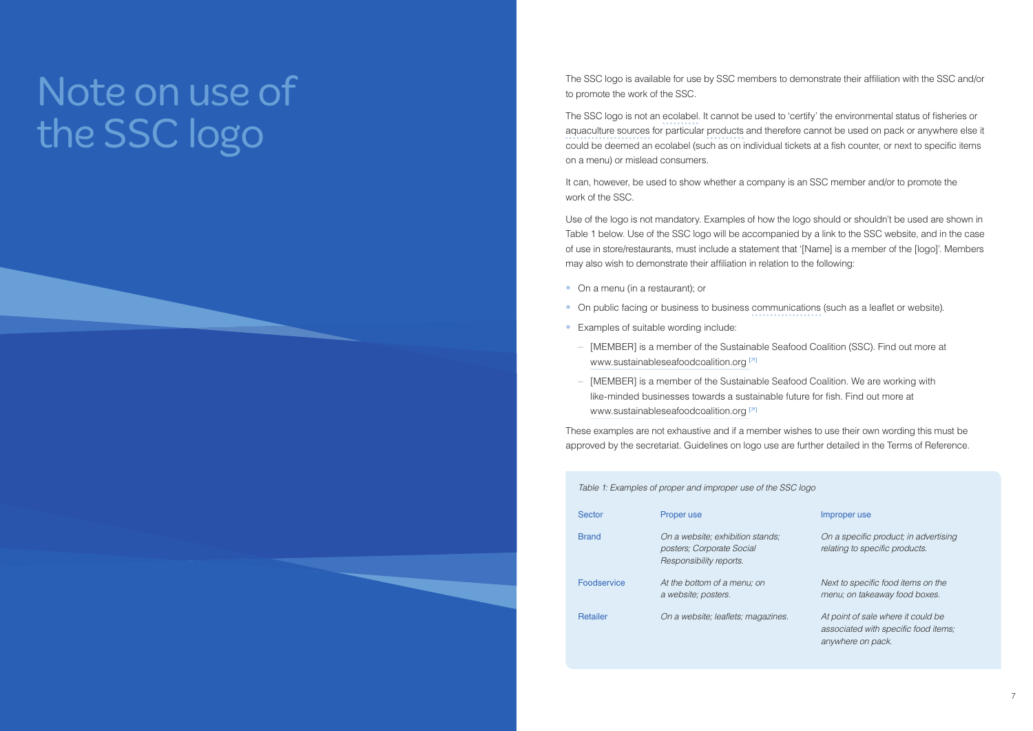# Note on use of the SSC logo

The SSC logo is available for use by SSC members to demonstrate their affiliation with the SSC and/or to promote the work of the SSC.

The SSC logo is not an ecolabel. It cannot be used to 'certify' the environmental status of fisheries or aquaculture sources for particular products and therefore cannot be used on pack or anywhere else it could be deemed an ecolabel (such as on individual tickets at a fish counter, or next to specific items on a menu) or mislead consumers.

It can, however, be used to show whether a company is an SSC member and/or to promote the work of the SSC.

Use of the logo is not mandatory. Examples of how the logo should or shouldn't be used are shown in Table 1 below. Use of the SSC logo will be accompanied by a link to the SSC website, and in the case of use in store/restaurants, must include a statement that '[Name] is a member of the [logo]'. Members may also wish to demonstrate their affiliation in relation to the following:

- On a menu (in a restaurant); or
- On public facing or business to business communications (such as a leaflet or website).
- Examples of suitable wording include:
  - [MEMBER] is a member of the Sustainable Seafood Coalition (SSC). Find out more at www.sustainableseafoodcoalition.org
  - [MEMBER] is a member of the Sustainable Seafood Coalition. We are working with like-minded businesses towards a sustainable future for fish. Find out more at www.sustainableseafoodcoalition.org

These examples are not exhaustive and if a member wishes to use their own wording this must be approved by the secretariat. Guidelines on logo use are further detailed in the Terms of Reference.

*Table 1: Examples of proper and improper use of the SSC logo*

| Sector | Proper use | Improper use |
|---|---|---|
| Brand | *On a website; exhibition stands; posters; Corporate Social Responsibility reports.* | *On a specific product; in advertising relating to specific products.* |
| Foodservice | *At the bottom of a menu; on a website; posters.* | *Next to specific food items on the menu; on takeaway food boxes.* |
| Retailer | *On a website; leaflets; magazines.* | *At point of sale where it could be associated with specific food items; anywhere on pack.* |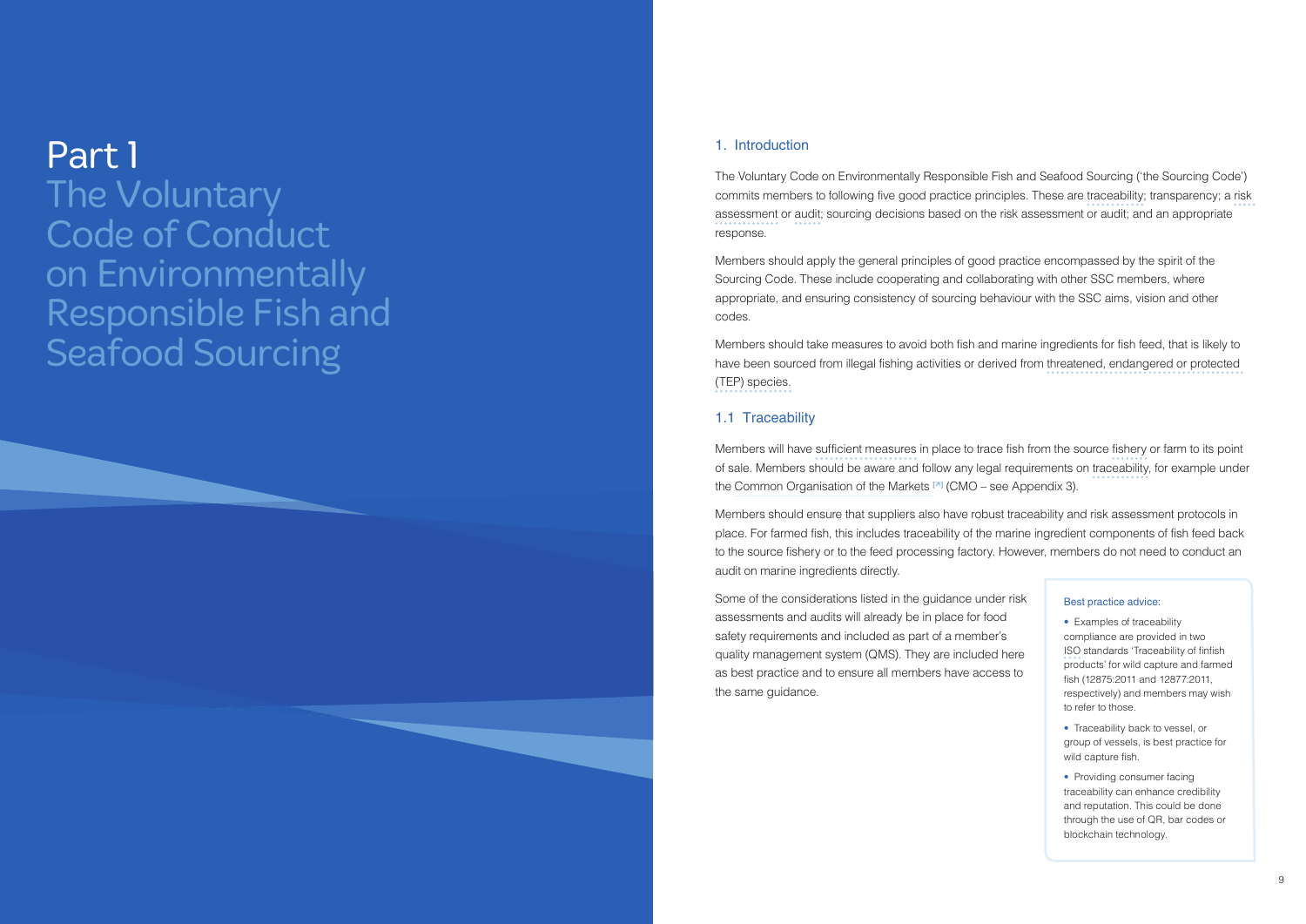# Part 1 The Voluntary Code of Conduct on Environmentally Responsible Fish and Seafood Sourcing

## 1. Introduction

The Voluntary Code on Environmentally Responsible Fish and Seafood Sourcing ('the Sourcing Code') commits members to following five good practice principles. These are traceability; transparency; a risk assessment or audit; sourcing decisions based on the risk assessment or audit; and an appropriate response.

Members should apply the general principles of good practice encompassed by the spirit of the Sourcing Code. These include cooperating and collaborating with other SSC members, where appropriate, and ensuring consistency of sourcing behaviour with the SSC aims, vision and other codes.

Members should take measures to avoid both fish and marine ingredients for fish feed, that is likely to have been sourced from illegal fishing activities or derived from threatened, endangered or protected (TEP) species.

### 1.1 Traceability

Members will have sufficient measures in place to trace fish from the source fishery or farm to its point of sale. Members should be aware and follow any legal requirements on traceability, for example under the Common Organisation of the Markets [7] (CMO – see Appendix 3).

Members should ensure that suppliers also have robust traceability and risk assessment protocols in place. For farmed fish, this includes traceability of the marine ingredient components of fish feed back to the source fishery or to the feed processing factory. However, members do not need to conduct an audit on marine ingredients directly.

Some of the considerations listed in the guidance under risk assessments and audits will already be in place for food safety requirements and included as part of a member's quality management system (QMS). They are included here as best practice and to ensure all members have access to the same guidance.

**Best practice advice:**

- Examples of traceability compliance are provided in two ISO standards 'Traceability of finfish products' for wild capture and farmed fish (12875:2011 and 12877:2011, respectively) and members may wish to refer to those.
- Traceability back to vessel, or group of vessels, is best practice for wild capture fish.
- Providing consumer facing traceability can enhance credibility and reputation. This could be done through the use of QR, bar codes or blockchain technology.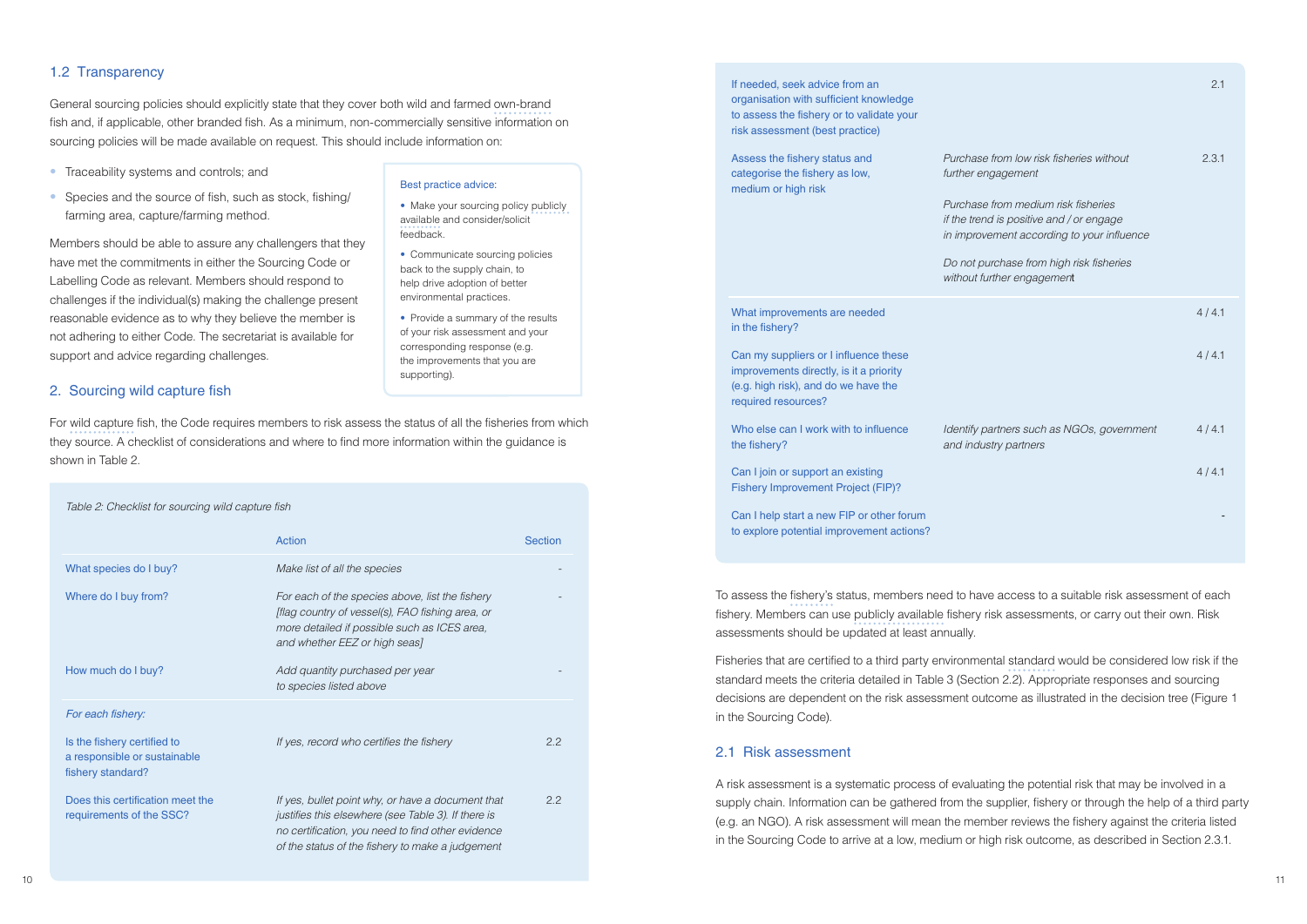## 1.2 Transparency

General sourcing policies should explicitly state that they cover both wild and farmed own-brand fish and, if applicable, other branded fish. As a minimum, non-commercially sensitive information on sourcing policies will be made available on request. This should include information on:

- Traceability systems and controls; and
- Species and the source of fish, such as stock, fishing/farming area, capture/farming method.

Members should be able to assure any challengers that they have met the commitments in either the Sourcing Code or Labelling Code as relevant. Members should respond to challenges if the individual(s) making the challenge present reasonable evidence as to why they believe the member is not adhering to either Code. The secretariat is available for support and advice regarding challenges.

> Best practice advice:
>
> - Make your sourcing policy publicly available and consider/solicit feedback.
> - Communicate sourcing policies back to the supply chain, to help drive adoption of better environmental practices.
> - Provide a summary of the results of your risk assessment and your corresponding response (e.g. the improvements that you are supporting).

## 2. Sourcing wild capture fish

For wild capture fish, the Code requires members to risk assess the status of all the fisheries from which they source. A checklist of considerations and where to find more information within the guidance is shown in Table 2.

*Table 2: Checklist for sourcing wild capture fish*

| | Action | Section |
|---|---|---|
| What species do I buy? | *Make list of all the species* | - |
| Where do I buy from? | *For each of the species above, list the fishery [flag country of vessel(s), FAO fishing area, or more detailed if possible such as ICES area, and whether EEZ or high seas]* | - |
| How much do I buy? | *Add quantity purchased per year to species listed above* | - |
| *For each fishery:* | | |
| Is the fishery certified to a responsible or sustainable fishery standard? | *If yes, record who certifies the fishery* | 2.2 |
| Does this certification meet the requirements of the SSC? | *If yes, bullet point why, or have a document that justifies this elsewhere (see Table 3). If there is no certification, you need to find other evidence of the status of the fishery to make a judgement* | 2.2 |
| If needed, seek advice from an organisation with sufficient knowledge to assess the fishery or to validate your risk assessment (best practice) | | 2.1 |
| Assess the fishery status and categorise the fishery as low, medium or high risk | *Purchase from low risk fisheries without further engagement*<br><br>*Purchase from medium risk fisheries if the trend is positive and / or engage in improvement according to your influence*<br><br>*Do not purchase from high risk fisheries without further engagement* | 2.3.1 |
| What improvements are needed in the fishery? | | 4 / 4.1 |
| Can my suppliers or I influence these improvements directly, is it a priority (e.g. high risk), and do we have the required resources? | | 4 / 4.1 |
| Who else can I work with to influence the fishery? | *Identify partners such as NGOs, government and industry partners* | 4 / 4.1 |
| Can I join or support an existing Fishery Improvement Project (FIP)? | | 4 / 4.1 |
| Can I help start a new FIP or other forum to explore potential improvement actions? | | - |

To assess the fishery's status, members need to have access to a suitable risk assessment of each fishery. Members can use publicly available fishery risk assessments, or carry out their own. Risk assessments should be updated at least annually.

Fisheries that are certified to a third party environmental standard would be considered low risk if the standard meets the criteria detailed in Table 3 (Section 2.2). Appropriate responses and sourcing decisions are dependent on the risk assessment outcome as illustrated in the decision tree (Figure 1 in the Sourcing Code).

### 2.1 Risk assessment

A risk assessment is a systematic process of evaluating the potential risk that may be involved in a supply chain. Information can be gathered from the supplier, fishery or through the help of a third party (e.g. an NGO). A risk assessment will mean the member reviews the fishery against the criteria listed in the Sourcing Code to arrive at a low, medium or high risk outcome, as described in Section 2.3.1.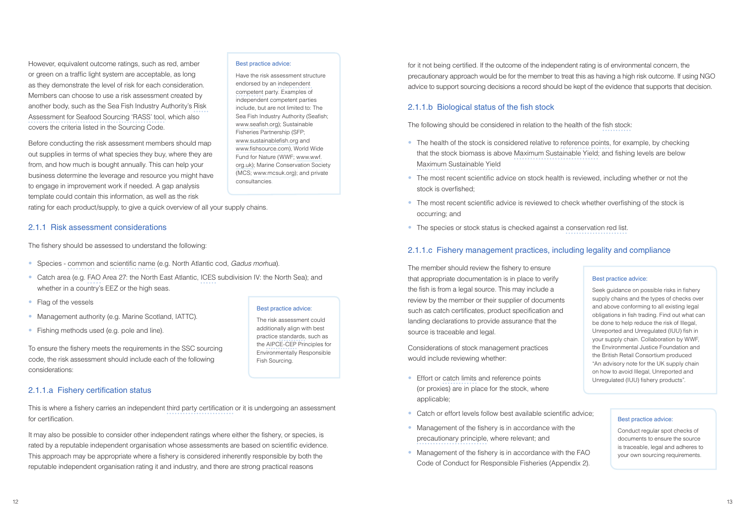However, equivalent outcome ratings, such as red, amber or green on a traffic light system are acceptable, as long as they demonstrate the level of risk for each consideration. Members can choose to use a risk assessment created by another body, such as the Sea Fish Industry Authority's Risk Assessment for Seafood Sourcing 'RASS' tool, which also covers the criteria listed in the Sourcing Code.

> **Best practice advice:**
>
> Have the risk assessment structure endorsed by an independent competent party. Examples of independent competent parties include, but are not limited to: The Sea Fish Industry Authority (Seafish; www.seafish.org); Sustainable Fisheries Partnership (SFP; www.sustainablefish.org and www.fishsource.com), World Wide Fund for Nature (WWF; www.wwf.org.uk); Marine Conservation Society (MCS; www.mcsuk.org); and private consultancies.

Before conducting the risk assessment members should map out supplies in terms of what species they buy, where they are from, and how much is bought annually. This can help your business determine the leverage and resource you might have to engage in improvement work if needed. A gap analysis template could contain this information, as well as the risk rating for each product/supply, to give a quick overview of all your supply chains.

## 2.1.1 Risk assessment considerations

The fishery should be assessed to understand the following:

- Species - common and scientific name (e.g. North Atlantic cod, *Gadus morhua*).
- Catch area (e.g. FAO Area 27: the North East Atlantic, ICES subdivision IV: the North Sea); and whether in a country's EEZ or the high seas.
- Flag of the vessels
- Management authority (e.g. Marine Scotland, IATTC).
- Fishing methods used (e.g. pole and line).

> **Best practice advice:**
>
> The risk assessment could additionally align with best practice standards, such as the AIPCE-CEP Principles for Environmentally Responsible Fish Sourcing.

To ensure the fishery meets the requirements in the SSC sourcing code, the risk assessment should include each of the following considerations:

### 2.1.1.a Fishery certification status

This is where a fishery carries an independent third party certification or it is undergoing an assessment for certification.

It may also be possible to consider other independent ratings where either the fishery, or species, is rated by a reputable independent organisation whose assessments are based on scientific evidence. This approach may be appropriate where a fishery is considered inherently responsible by both the reputable independent organisation rating it and industry, and there are strong practical reasons for it not being certified. If the outcome of the independent rating is of environmental concern, the precautionary approach would be for the member to treat this as having a high risk outcome. If using NGO advice to support sourcing decisions a record should be kept of the evidence that supports that decision.

### 2.1.1.b Biological status of the fish stock

The following should be considered in relation to the health of the fish stock:

- The health of the stock is considered relative to reference points, for example, by checking that the stock biomass is above Maximum Sustainable Yield; and fishing levels are below Maximum Sustainable Yield
- The most recent scientific advice on stock health is reviewed, including whether or not the stock is overfished;
- The most recent scientific advice is reviewed to check whether overfishing of the stock is occurring; and
- The species or stock status is checked against a conservation red list.

### 2.1.1.c Fishery management practices, including legality and compliance

The member should review the fishery to ensure that appropriate documentation is in place to verify the fish is from a legal source. This may include a review by the member or their supplier of documents such as catch certificates, product specification and landing declarations to provide assurance that the source is traceable and legal.

> **Best practice advice:**
>
> Seek guidance on possible risks in fishery supply chains and the types of checks over and above conforming to all existing legal obligations in fish trading. Find out what can be done to help reduce the risk of Illegal, Unreported and Unregulated (IUU) fish in your supply chain. Collaboration by WWF, the Environmental Justice Foundation and the British Retail Consortium produced "An advisory note for the UK supply chain on how to avoid Illegal, Unreported and Unregulated (IUU) fishery products".

Considerations of stock management practices would include reviewing whether:

- Effort or catch limits and reference points (or proxies) are in place for the stock, where applicable;
- Catch or effort levels follow best available scientific advice;
- Management of the fishery is in accordance with the precautionary principle, where relevant; and
- Management of the fishery is in accordance with the FAO Code of Conduct for Responsible Fisheries (Appendix 2).

> **Best practice advice:**
>
> Conduct regular spot checks of documents to ensure the source is traceable, legal and adheres to your own sourcing requirements.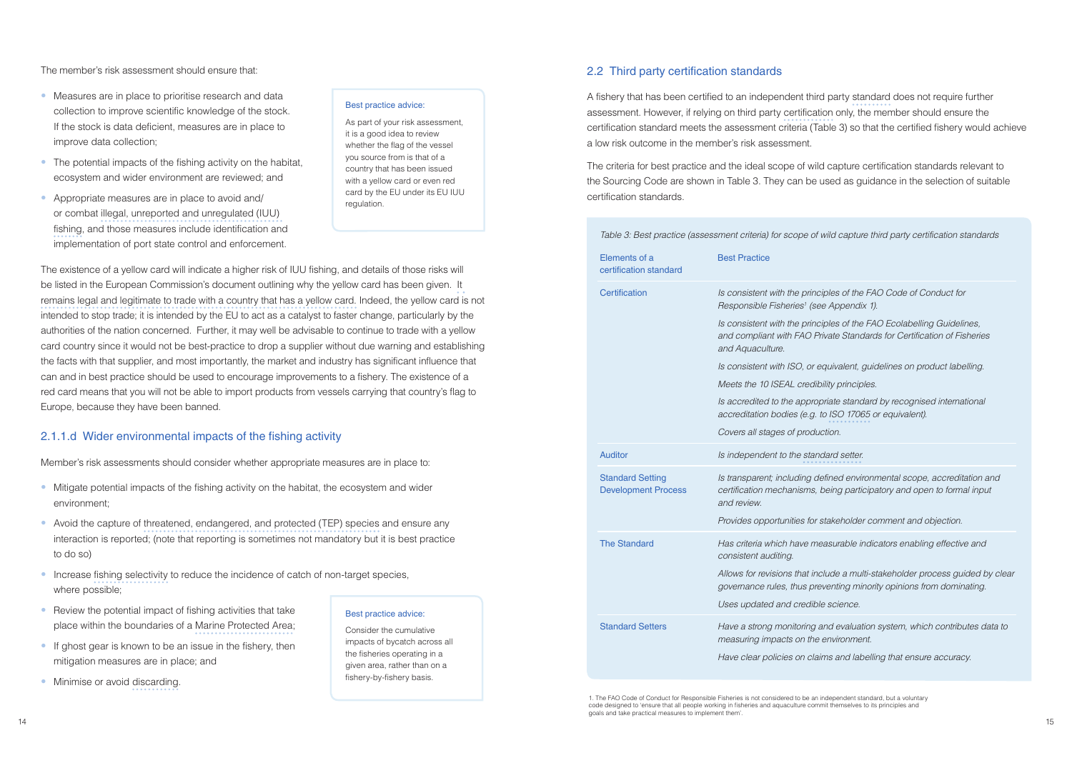The member's risk assessment should ensure that:

- Measures are in place to prioritise research and data collection to improve scientific knowledge of the stock. If the stock is data deficient, measures are in place to improve data collection;
- The potential impacts of the fishing activity on the habitat, ecosystem and wider environment are reviewed; and
- Appropriate measures are in place to avoid and/ or combat illegal, unreported and unregulated (IUU) fishing, and those measures include identification and implementation of port state control and enforcement.

> Best practice advice:
>
> As part of your risk assessment, it is a good idea to review whether the flag of the vessel you source from is that of a country that has been issued with a yellow card or even red card by the EU under its EU IUU regulation.

The existence of a yellow card will indicate a higher risk of IUU fishing, and details of those risks will be listed in the European Commission's document outlining why the yellow card has been given. It remains legal and legitimate to trade with a country that has a yellow card. Indeed, the yellow card is not intended to stop trade; it is intended by the EU to act as a catalyst to faster change, particularly by the authorities of the nation concerned. Further, it may well be advisable to continue to trade with a yellow card country since it would not be best-practice to drop a supplier without due warning and establishing the facts with that supplier, and most importantly, the market and industry has significant influence that can and in best practice should be used to encourage improvements to a fishery. The existence of a red card means that you will not be able to import products from vessels carrying that country's flag to Europe, because they have been banned.

### 2.1.1.d Wider environmental impacts of the fishing activity

Member's risk assessments should consider whether appropriate measures are in place to:

- Mitigate potential impacts of the fishing activity on the habitat, the ecosystem and wider environment;
- Avoid the capture of threatened, endangered, and protected (TEP) species and ensure any interaction is reported; (note that reporting is sometimes not mandatory but it is best practice to do so)
- Increase fishing selectivity to reduce the incidence of catch of non-target species, where possible;
- Review the potential impact of fishing activities that take place within the boundaries of a Marine Protected Area;
- If ghost gear is known to be an issue in the fishery, then mitigation measures are in place; and
- Minimise or avoid discarding.

> Best practice advice:
>
> Consider the cumulative impacts of bycatch across all the fisheries operating in a given area, rather than on a fishery-by-fishery basis.

## 2.2 Third party certification standards

A fishery that has been certified to an independent third party standard does not require further assessment. However, if relying on third party certification only, the member should ensure the certification standard meets the assessment criteria (Table 3) so that the certified fishery would achieve a low risk outcome in the member's risk assessment.

The criteria for best practice and the ideal scope of wild capture certification standards relevant to the Sourcing Code are shown in Table 3. They can be used as guidance in the selection of suitable certification standards.

*Table 3: Best practice (assessment criteria) for scope of wild capture third party certification standards*

| Elements of a certification standard | Best Practice |
|---|---|
| Certification | *Is consistent with the principles of the FAO Code of Conduct for Responsible Fisheries[1] (see Appendix 1).* |
| | *Is consistent with the principles of the FAO Ecolabelling Guidelines, and compliant with FAO Private Standards for Certification of Fisheries and Aquaculture.* |
| | *Is consistent with ISO, or equivalent, guidelines on product labelling.* |
| | *Meets the 10 ISEAL credibility principles.* |
| | *Is accredited to the appropriate standard by recognised international accreditation bodies (e.g. to ISO 17065 or equivalent).* |
| | *Covers all stages of production.* |
| Auditor | *Is independent to the standard setter.* |
| Standard Setting Development Process | *Is transparent; including defined environmental scope, accreditation and certification mechanisms, being participatory and open to formal input and review.* |
| | *Provides opportunities for stakeholder comment and objection.* |
| The Standard | *Has criteria which have measurable indicators enabling effective and consistent auditing.* |
| | *Allows for revisions that include a multi-stakeholder process guided by clear governance rules, thus preventing minority opinions from dominating.* |
| | *Uses updated and credible science.* |
| Standard Setters | *Have a strong monitoring and evaluation system, which contributes data to measuring impacts on the environment.* |
| | *Have clear policies on claims and labelling that ensure accuracy.* |

1. The FAO Code of Conduct for Responsible Fisheries is not considered to be an independent standard, but a voluntary code designed to 'ensure that all people working in fisheries and aquaculture commit themselves to its principles and goals and take practical measures to implement them'.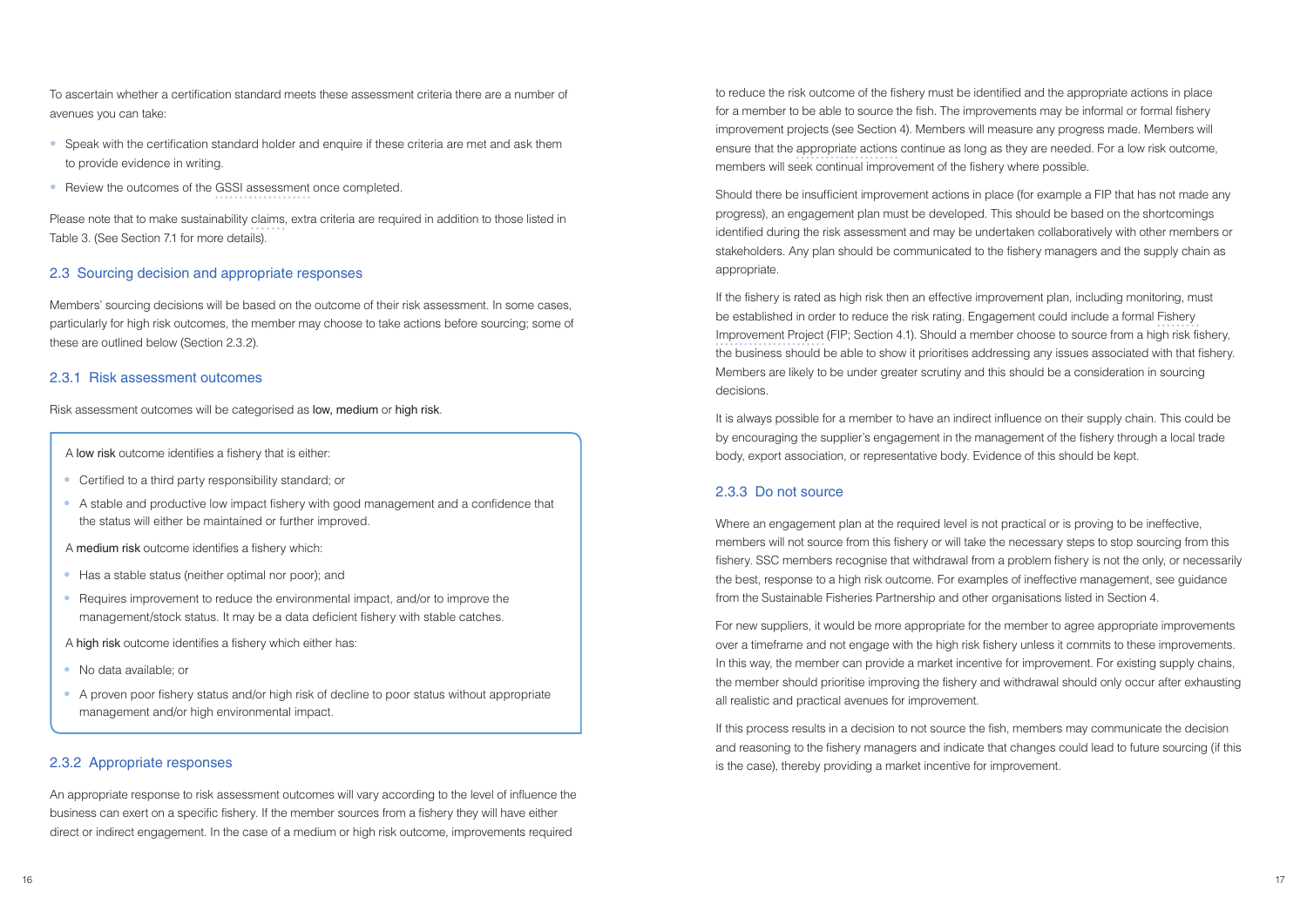To ascertain whether a certification standard meets these assessment criteria there are a number of avenues you can take:

- Speak with the certification standard holder and enquire if these criteria are met and ask them to provide evidence in writing.
- Review the outcomes of the GSSI assessment once completed.

Please note that to make sustainability claims, extra criteria are required in addition to those listed in Table 3. (See Section 7.1 for more details).

## 2.3 Sourcing decision and appropriate responses

Members' sourcing decisions will be based on the outcome of their risk assessment. In some cases, particularly for high risk outcomes, the member may choose to take actions before sourcing; some of these are outlined below (Section 2.3.2).

### 2.3.1 Risk assessment outcomes

Risk assessment outcomes will be categorised as low, medium or high risk.

A low risk outcome identifies a fishery that is either:

- Certified to a third party responsibility standard; or
- A stable and productive low impact fishery with good management and a confidence that the status will either be maintained or further improved.

A medium risk outcome identifies a fishery which:

- Has a stable status (neither optimal nor poor); and
- Requires improvement to reduce the environmental impact, and/or to improve the management/stock status. It may be a data deficient fishery with stable catches.

A high risk outcome identifies a fishery which either has:

- No data available; or
- A proven poor fishery status and/or high risk of decline to poor status without appropriate management and/or high environmental impact.

### 2.3.2 Appropriate responses

An appropriate response to risk assessment outcomes will vary according to the level of influence the business can exert on a specific fishery. If the member sources from a fishery they will have either direct or indirect engagement. In the case of a medium or high risk outcome, improvements required to reduce the risk outcome of the fishery must be identified and the appropriate actions in place for a member to be able to source the fish. The improvements may be informal or formal fishery improvement projects (see Section 4). Members will measure any progress made. Members will ensure that the appropriate actions continue as long as they are needed. For a low risk outcome, members will seek continual improvement of the fishery where possible.

Should there be insufficient improvement actions in place (for example a FIP that has not made any progress), an engagement plan must be developed. This should be based on the shortcomings identified during the risk assessment and may be undertaken collaboratively with other members or stakeholders. Any plan should be communicated to the fishery managers and the supply chain as appropriate.

If the fishery is rated as high risk then an effective improvement plan, including monitoring, must be established in order to reduce the risk rating. Engagement could include a formal Fishery Improvement Project (FIP; Section 4.1). Should a member choose to source from a high risk fishery, the business should be able to show it prioritises addressing any issues associated with that fishery. Members are likely to be under greater scrutiny and this should be a consideration in sourcing decisions.

It is always possible for a member to have an indirect influence on their supply chain. This could be by encouraging the supplier's engagement in the management of the fishery through a local trade body, export association, or representative body. Evidence of this should be kept.

### 2.3.3 Do not source

Where an engagement plan at the required level is not practical or is proving to be ineffective, members will not source from this fishery or will take the necessary steps to stop sourcing from this fishery. SSC members recognise that withdrawal from a problem fishery is not the only, or necessarily the best, response to a high risk outcome. For examples of ineffective management, see guidance from the Sustainable Fisheries Partnership and other organisations listed in Section 4.

For new suppliers, it would be more appropriate for the member to agree appropriate improvements over a timeframe and not engage with the high risk fishery unless it commits to these improvements. In this way, the member can provide a market incentive for improvement. For existing supply chains, the member should prioritise improving the fishery and withdrawal should only occur after exhausting all realistic and practical avenues for improvement.

If this process results in a decision to not source the fish, members may communicate the decision and reasoning to the fishery managers and indicate that changes could lead to future sourcing (if this is the case), thereby providing a market incentive for improvement.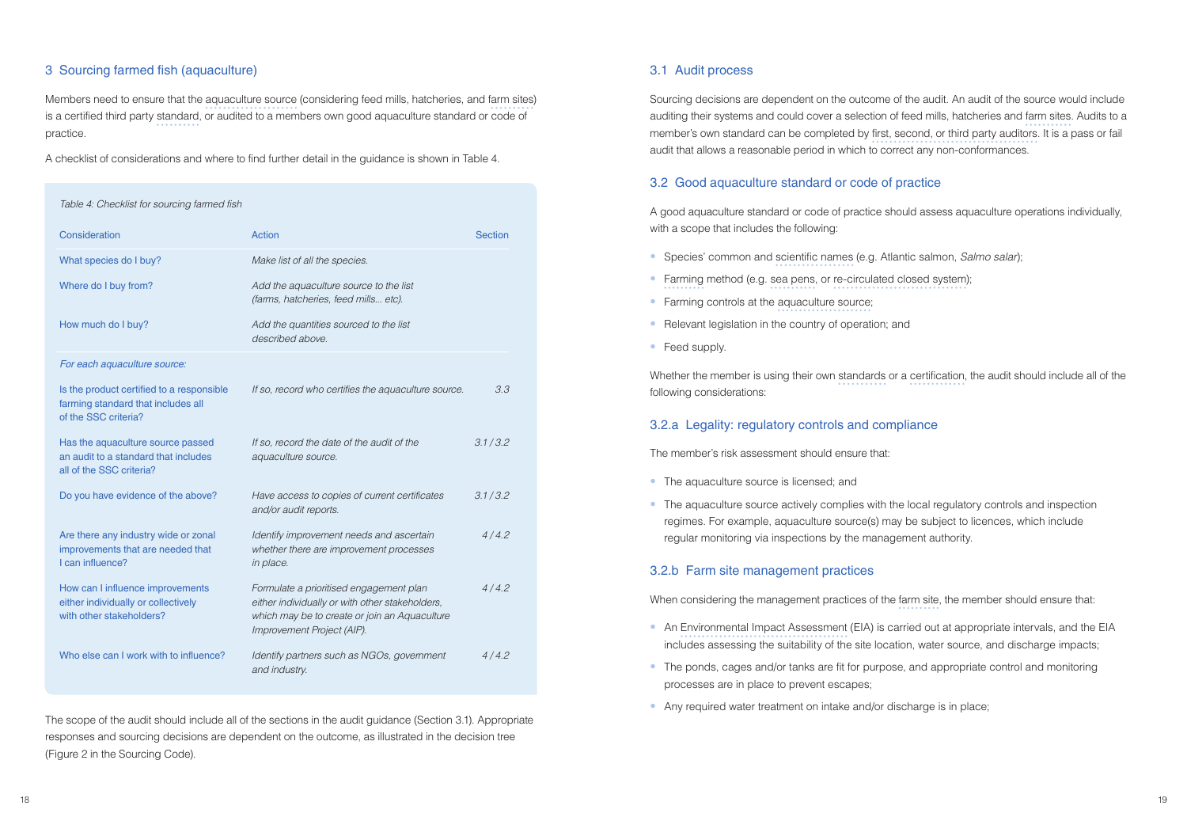## 3 Sourcing farmed fish (aquaculture)

Members need to ensure that the aquaculture source (considering feed mills, hatcheries, and farm sites) is a certified third party standard, or audited to a members own good aquaculture standard or code of practice.

A checklist of considerations and where to find further detail in the guidance is shown in Table 4.

*Table 4: Checklist for sourcing farmed fish*

| Consideration | Action | Section |
|---|---|---|
| What species do I buy? | *Make list of all the species.* | |
| Where do I buy from? | *Add the aquaculture source to the list (farms, hatcheries, feed mills... etc).* | |
| How much do I buy? | *Add the quantities sourced to the list described above.* | |
| *For each aquaculture source:* | | |
| Is the product certified to a responsible farming standard that includes all of the SSC criteria? | *If so, record who certifies the aquaculture source.* | *3.3* |
| Has the aquaculture source passed an audit to a standard that includes all of the SSC criteria? | *If so, record the date of the audit of the aquaculture source.* | *3.1 / 3.2* |
| Do you have evidence of the above? | *Have access to copies of current certificates and/or audit reports.* | *3.1 / 3.2* |
| Are there any industry wide or zonal improvements that are needed that I can influence? | *Identify improvement needs and ascertain whether there are improvement processes in place.* | *4 / 4.2* |
| How can I influence improvements either individually or collectively with other stakeholders? | *Formulate a prioritised engagement plan either individually or with other stakeholders, which may be to create or join an Aquaculture Improvement Project (AIP).* | *4 / 4.2* |
| Who else can I work with to influence? | *Identify partners such as NGOs, government and industry.* | *4 / 4.2* |

The scope of the audit should include all of the sections in the audit guidance (Section 3.1). Appropriate responses and sourcing decisions are dependent on the outcome, as illustrated in the decision tree (Figure 2 in the Sourcing Code).

### 3.1 Audit process

Sourcing decisions are dependent on the outcome of the audit. An audit of the source would include auditing their systems and could cover a selection of feed mills, hatcheries and farm sites. Audits to a member's own standard can be completed by first, second, or third party auditors. It is a pass or fail audit that allows a reasonable period in which to correct any non-conformances.

### 3.2 Good aquaculture standard or code of practice

A good aquaculture standard or code of practice should assess aquaculture operations individually, with a scope that includes the following:

- Species' common and scientific names (e.g. Atlantic salmon, *Salmo salar*);
- Farming method (e.g. sea pens, or re-circulated closed system);
- Farming controls at the aquaculture source;
- Relevant legislation in the country of operation; and
- Feed supply.

Whether the member is using their own standards or a certification, the audit should include all of the following considerations:

#### 3.2.a Legality: regulatory controls and compliance

The member's risk assessment should ensure that:

- The aquaculture source is licensed; and
- The aquaculture source actively complies with the local regulatory controls and inspection regimes. For example, aquaculture source(s) may be subject to licences, which include regular monitoring via inspections by the management authority.

#### 3.2.b Farm site management practices

When considering the management practices of the farm site, the member should ensure that:

- An Environmental Impact Assessment (EIA) is carried out at appropriate intervals, and the EIA includes assessing the suitability of the site location, water source, and discharge impacts;
- The ponds, cages and/or tanks are fit for purpose, and appropriate control and monitoring processes are in place to prevent escapes;
- Any required water treatment on intake and/or discharge is in place;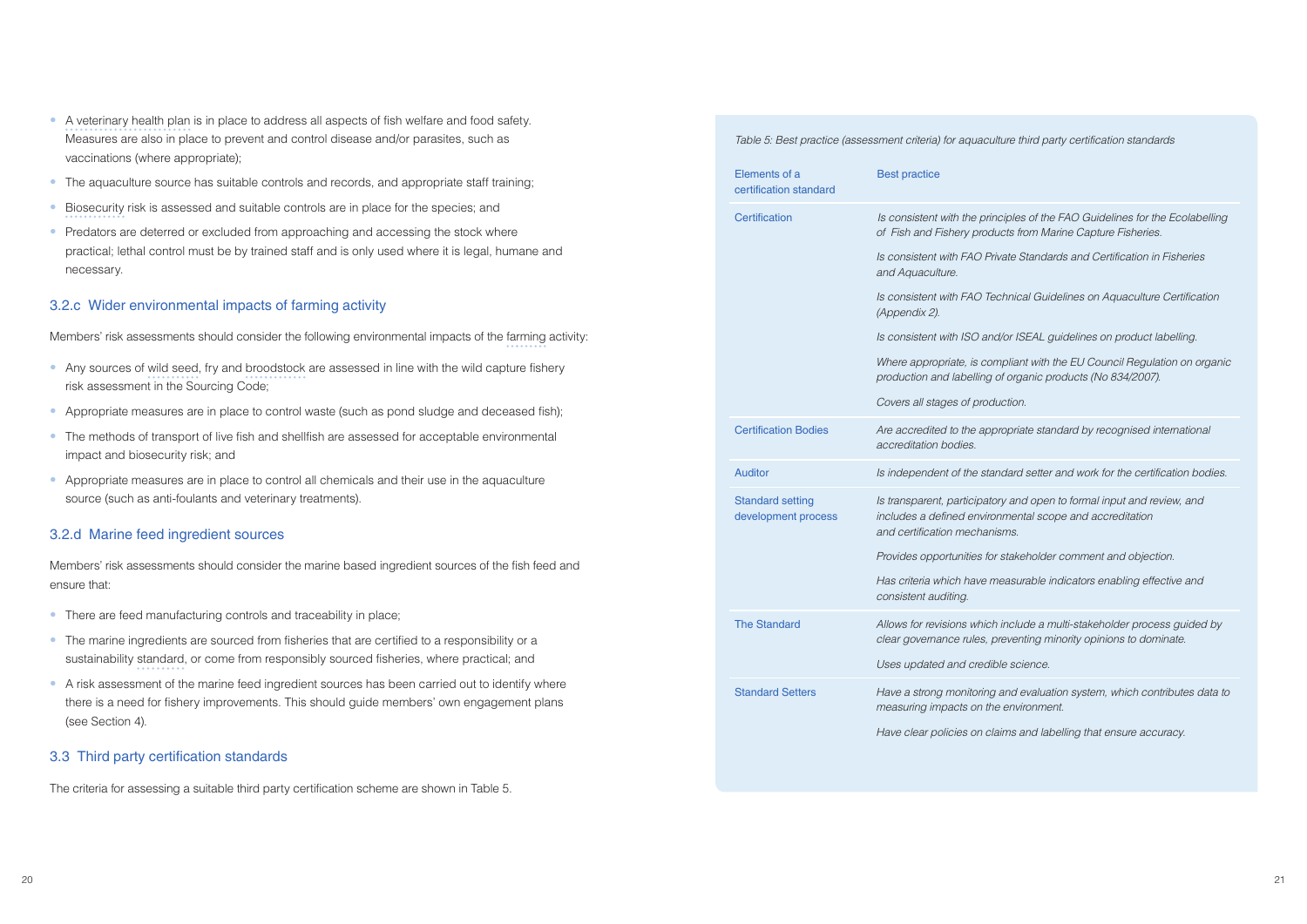- A veterinary health plan is in place to address all aspects of fish welfare and food safety. Measures are also in place to prevent and control disease and/or parasites, such as vaccinations (where appropriate);
- The aquaculture source has suitable controls and records, and appropriate staff training;
- Biosecurity risk is assessed and suitable controls are in place for the species; and
- Predators are deterred or excluded from approaching and accessing the stock where practical; lethal control must be by trained staff and is only used where it is legal, humane and necessary.

### 3.2.c Wider environmental impacts of farming activity

Members' risk assessments should consider the following environmental impacts of the farming activity:

- Any sources of wild seed, fry and broodstock are assessed in line with the wild capture fishery risk assessment in the Sourcing Code;
- Appropriate measures are in place to control waste (such as pond sludge and deceased fish);
- The methods of transport of live fish and shellfish are assessed for acceptable environmental impact and biosecurity risk; and
- Appropriate measures are in place to control all chemicals and their use in the aquaculture source (such as anti-foulants and veterinary treatments).

### 3.2.d Marine feed ingredient sources

Members' risk assessments should consider the marine based ingredient sources of the fish feed and ensure that:

- There are feed manufacturing controls and traceability in place;
- The marine ingredients are sourced from fisheries that are certified to a responsibility or a sustainability standard, or come from responsibly sourced fisheries, where practical; and
- A risk assessment of the marine feed ingredient sources has been carried out to identify where there is a need for fishery improvements. This should guide members' own engagement plans (see Section 4).

## 3.3 Third party certification standards

The criteria for assessing a suitable third party certification scheme are shown in Table 5.

*Table 5: Best practice (assessment criteria) for aquaculture third party certification standards*

| Elements of a certification standard | Best practice |
|---|---|
| Certification | *Is consistent with the principles of the FAO Guidelines for the Ecolabelling of Fish and Fishery products from Marine Capture Fisheries.* |
| | *Is consistent with FAO Private Standards and Certification in Fisheries and Aquaculture.* |
| | *Is consistent with FAO Technical Guidelines on Aquaculture Certification (Appendix 2).* |
| | *Is consistent with ISO and/or ISEAL guidelines on product labelling.* |
| | *Where appropriate, is compliant with the EU Council Regulation on organic production and labelling of organic products (No 834/2007).* |
| | *Covers all stages of production.* |
| Certification Bodies | *Are accredited to the appropriate standard by recognised international accreditation bodies.* |
| Auditor | *Is independent of the standard setter and work for the certification bodies.* |
| Standard setting development process | *Is transparent, participatory and open to formal input and review, and includes a defined environmental scope and accreditation and certification mechanisms.* |
| | *Provides opportunities for stakeholder comment and objection.* |
| | *Has criteria which have measurable indicators enabling effective and consistent auditing.* |
| The Standard | *Allows for revisions which include a multi-stakeholder process guided by clear governance rules, preventing minority opinions to dominate.* |
| | *Uses updated and credible science.* |
| Standard Setters | *Have a strong monitoring and evaluation system, which contributes data to measuring impacts on the environment.* |
| | *Have clear policies on claims and labelling that ensure accuracy.* |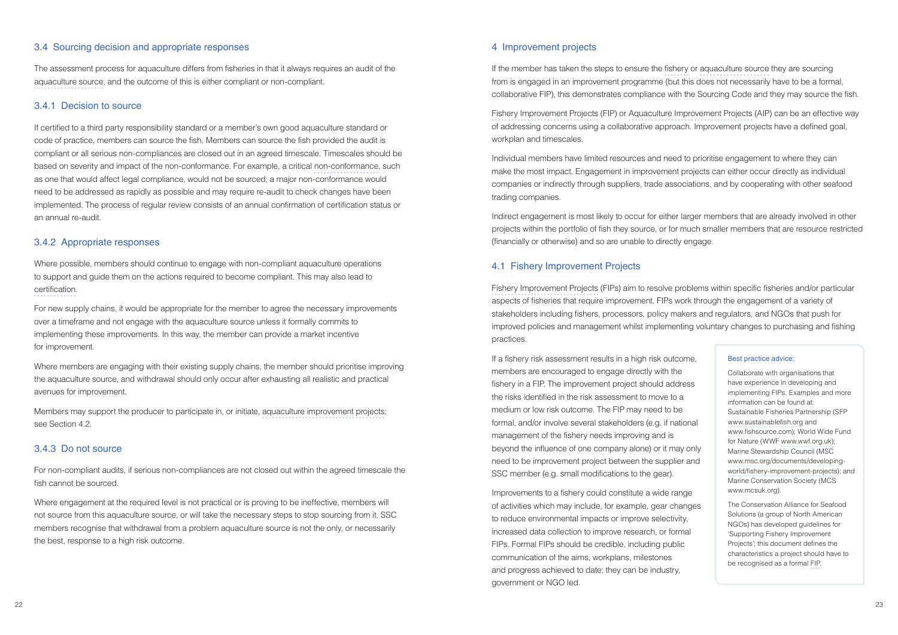## 3.4 Sourcing decision and appropriate responses

The assessment process for aquaculture differs from fisheries in that it always requires an audit of the aquaculture source, and the outcome of this is either compliant or non-compliant.

### 3.4.1 Decision to source

If certified to a third party responsibility standard or a member's own good aquaculture standard or code of practice, members can source the fish. Members can source the fish provided the audit is compliant or all serious non-compliances are closed out in an agreed timescale. Timescales should be based on severity and impact of the non-conformance. For example, a critical non-conformance, such as one that would affect legal compliance, would not be sourced; a major non-conformance would need to be addressed as rapidly as possible and may require re-audit to check changes have been implemented. The process of regular review consists of an annual confirmation of certification status or an annual re-audit.

### 3.4.2 Appropriate responses

Where possible, members should continue to engage with non-compliant aquaculture operations to support and guide them on the actions required to become compliant. This may also lead to certification.

For new supply chains, it would be appropriate for the member to agree the necessary improvements over a timeframe and not engage with the aquaculture source unless it formally commits to implementing these improvements. In this way, the member can provide a market incentive for improvement.

Where members are engaging with their existing supply chains, the member should prioritise improving the aquaculture source, and withdrawal should only occur after exhausting all realistic and practical avenues for improvement.

Members may support the producer to participate in, or initiate, aquaculture improvement projects; see Section 4.2.

### 3.4.3 Do not source

For non-compliant audits, if serious non-compliances are not closed out within the agreed timescale the fish cannot be sourced.

Where engagement at the required level is not practical or is proving to be ineffective, members will not source from this aquaculture source, or will take the necessary steps to stop sourcing from it. SSC members recognise that withdrawal from a problem aquaculture source is not the only, or necessarily the best, response to a high risk outcome.

# 4 Improvement projects

If the member has taken the steps to ensure the fishery or aquaculture source they are sourcing from is engaged in an improvement programme (but this does not necessarily have to be a formal, collaborative FIP), this demonstrates compliance with the Sourcing Code and they may source the fish.

Fishery Improvement Projects (FIP) or Aquaculture Improvement Projects (AIP) can be an effective way of addressing concerns using a collaborative approach. Improvement projects have a defined goal, workplan and timescales.

Individual members have limited resources and need to prioritise engagement to where they can make the most impact. Engagement in improvement projects can either occur directly as individual companies or indirectly through suppliers, trade associations, and by cooperating with other seafood trading companies.

Indirect engagement is most likely to occur for either larger members that are already involved in other projects within the portfolio of fish they source, or for much smaller members that are resource restricted (financially or otherwise) and so are unable to directly engage.

## 4.1 Fishery Improvement Projects

Fishery Improvement Projects (FIPs) aim to resolve problems within specific fisheries and/or particular aspects of fisheries that require improvement. FIPs work through the engagement of a variety of stakeholders including fishers, processors, policy makers and regulators, and NGOs that push for improved policies and management whilst implementing voluntary changes to purchasing and fishing practices.

If a fishery risk assessment results in a high risk outcome, members are encouraged to engage directly with the fishery in a FIP. The improvement project should address the risks identified in the risk assessment to move to a medium or low risk outcome. The FIP may need to be formal, and/or involve several stakeholders (e.g. if national management of the fishery needs improving and is beyond the influence of one company alone) or it may only need to be improvement project between the supplier and SSC member (e.g. small modifications to the gear).

Improvements to a fishery could constitute a wide range of activities which may include, for example, gear changes to reduce environmental impacts or improve selectivity, increased data collection to improve research, or formal FIPs. Formal FIPs should be credible, including public communication of the aims, workplans, milestones and progress achieved to date; they can be industry, government or NGO led.

> **Best practice advice:**
>
> Collaborate with organisations that have experience in developing and implementing FIPs. Examples and more information can be found at: Sustainable Fisheries Partnership (SFP www.sustainablefish.org and www.fishsource.com); World Wide Fund for Nature (WWF www.wwf.org.uk); Marine Stewardship Council (MSC www.msc.org/documents/developing-world/fishery-improvement-projects); and Marine Conservation Society (MCS www.mcsuk.org).
>
> The Conservation Alliance for Seafood Solutions (a group of North American NGOs) has developed guidelines for 'Supporting Fishery Improvement Projects'; this document defines the characteristics a project should have to be recognised as a formal FIP.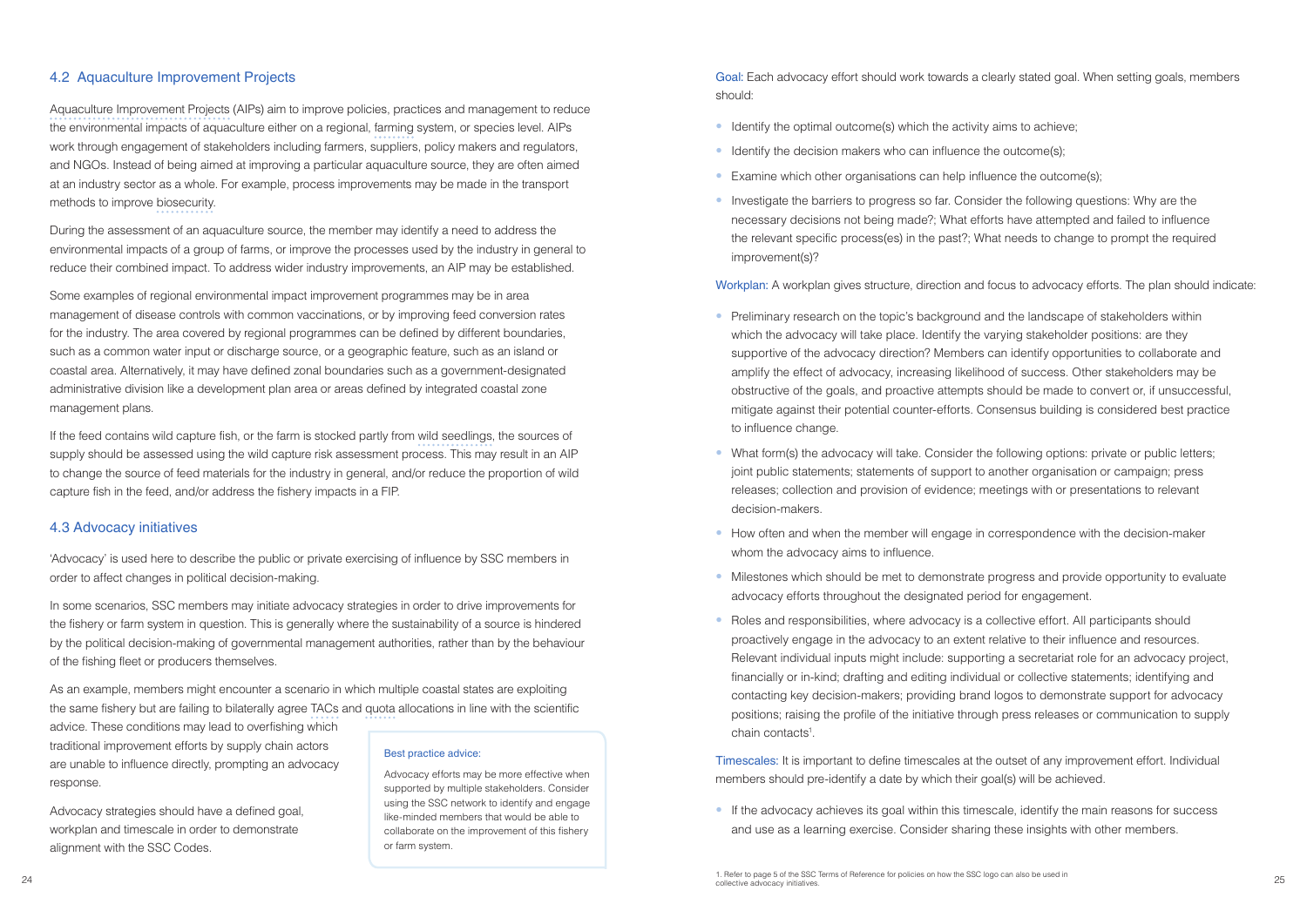## 4.2 Aquaculture Improvement Projects

Aquaculture Improvement Projects (AIPs) aim to improve policies, practices and management to reduce the environmental impacts of aquaculture either on a regional, farming system, or species level. AIPs work through engagement of stakeholders including farmers, suppliers, policy makers and regulators, and NGOs. Instead of being aimed at improving a particular aquaculture source, they are often aimed at an industry sector as a whole. For example, process improvements may be made in the transport methods to improve biosecurity.

During the assessment of an aquaculture source, the member may identify a need to address the environmental impacts of a group of farms, or improve the processes used by the industry in general to reduce their combined impact. To address wider industry improvements, an AIP may be established.

Some examples of regional environmental impact improvement programmes may be in area management of disease controls with common vaccinations, or by improving feed conversion rates for the industry. The area covered by regional programmes can be defined by different boundaries, such as a common water input or discharge source, or a geographic feature, such as an island or coastal area. Alternatively, it may have defined zonal boundaries such as a government-designated administrative division like a development plan area or areas defined by integrated coastal zone management plans.

If the feed contains wild capture fish, or the farm is stocked partly from wild seedlings, the sources of supply should be assessed using the wild capture risk assessment process. This may result in an AIP to change the source of feed materials for the industry in general, and/or reduce the proportion of wild capture fish in the feed, and/or address the fishery impacts in a FIP.

## 4.3 Advocacy initiatives

'Advocacy' is used here to describe the public or private exercising of influence by SSC members in order to affect changes in political decision-making.

In some scenarios, SSC members may initiate advocacy strategies in order to drive improvements for the fishery or farm system in question. This is generally where the sustainability of a source is hindered by the political decision-making of governmental management authorities, rather than by the behaviour of the fishing fleet or producers themselves.

As an example, members might encounter a scenario in which multiple coastal states are exploiting the same fishery but are failing to bilaterally agree TACs and quota allocations in line with the scientific advice. These conditions may lead to overfishing which traditional improvement efforts by supply chain actors are unable to influence directly, prompting an advocacy response.

Advocacy strategies should have a defined goal, workplan and timescale in order to demonstrate alignment with the SSC Codes.

> **Best practice advice:**
>
> Advocacy efforts may be more effective when supported by multiple stakeholders. Consider using the SSC network to identify and engage like-minded members that would be able to collaborate on the improvement of this fishery or farm system.

Goal: Each advocacy effort should work towards a clearly stated goal. When setting goals, members should:

- Identify the optimal outcome(s) which the activity aims to achieve;
- Identify the decision makers who can influence the outcome(s);
- Examine which other organisations can help influence the outcome(s);
- Investigate the barriers to progress so far. Consider the following questions: Why are the necessary decisions not being made?; What efforts have attempted and failed to influence the relevant specific process(es) in the past?; What needs to change to prompt the required improvement(s)?

Workplan: A workplan gives structure, direction and focus to advocacy efforts. The plan should indicate:

- Preliminary research on the topic's background and the landscape of stakeholders within which the advocacy will take place. Identify the varying stakeholder positions: are they supportive of the advocacy direction? Members can identify opportunities to collaborate and amplify the effect of advocacy, increasing likelihood of success. Other stakeholders may be obstructive of the goals, and proactive attempts should be made to convert or, if unsuccessful, mitigate against their potential counter-efforts. Consensus building is considered best practice to influence change.
- What form(s) the advocacy will take. Consider the following options: private or public letters; joint public statements; statements of support to another organisation or campaign; press releases; collection and provision of evidence; meetings with or presentations to relevant decision-makers.
- How often and when the member will engage in correspondence with the decision-maker whom the advocacy aims to influence.
- Milestones which should be met to demonstrate progress and provide opportunity to evaluate advocacy efforts throughout the designated period for engagement.
- Roles and responsibilities, where advocacy is a collective effort. All participants should proactively engage in the advocacy to an extent relative to their influence and resources. Relevant individual inputs might include: supporting a secretariat role for an advocacy project, financially or in-kind; drafting and editing individual or collective statements; identifying and contacting key decision-makers; providing brand logos to demonstrate support for advocacy positions; raising the profile of the initiative through press releases or communication to supply chain contacts[1].

Timescales: It is important to define timescales at the outset of any improvement effort. Individual members should pre-identify a date by which their goal(s) will be achieved.

- If the advocacy achieves its goal within this timescale, identify the main reasons for success and use as a learning exercise. Consider sharing these insights with other members.

1. Refer to page 5 of the SSC Terms of Reference for policies on how the SSC logo can also be used in collective advocacy initiatives.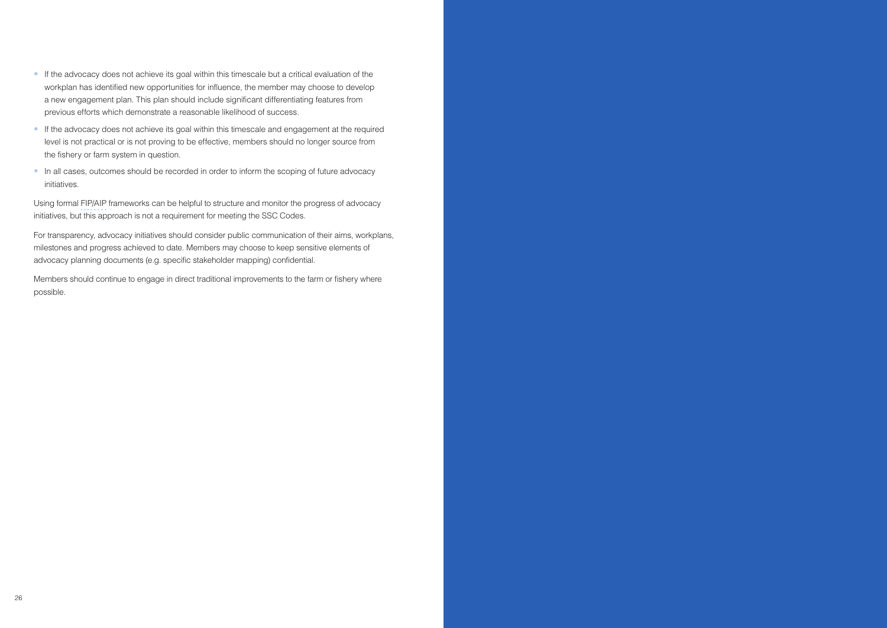- If the advocacy does not achieve its goal within this timescale but a critical evaluation of the workplan has identified new opportunities for influence, the member may choose to develop a new engagement plan. This plan should include significant differentiating features from previous efforts which demonstrate a reasonable likelihood of success.
- If the advocacy does not achieve its goal within this timescale and engagement at the required level is not practical or is not proving to be effective, members should no longer source from the fishery or farm system in question.
- In all cases, outcomes should be recorded in order to inform the scoping of future advocacy initiatives.

Using formal FIP/AIP frameworks can be helpful to structure and monitor the progress of advocacy initiatives, but this approach is not a requirement for meeting the SSC Codes.

For transparency, advocacy initiatives should consider public communication of their aims, workplans, milestones and progress achieved to date. Members may choose to keep sensitive elements of advocacy planning documents (e.g. specific stakeholder mapping) confidential.

Members should continue to engage in direct traditional improvements to the farm or fishery where possible.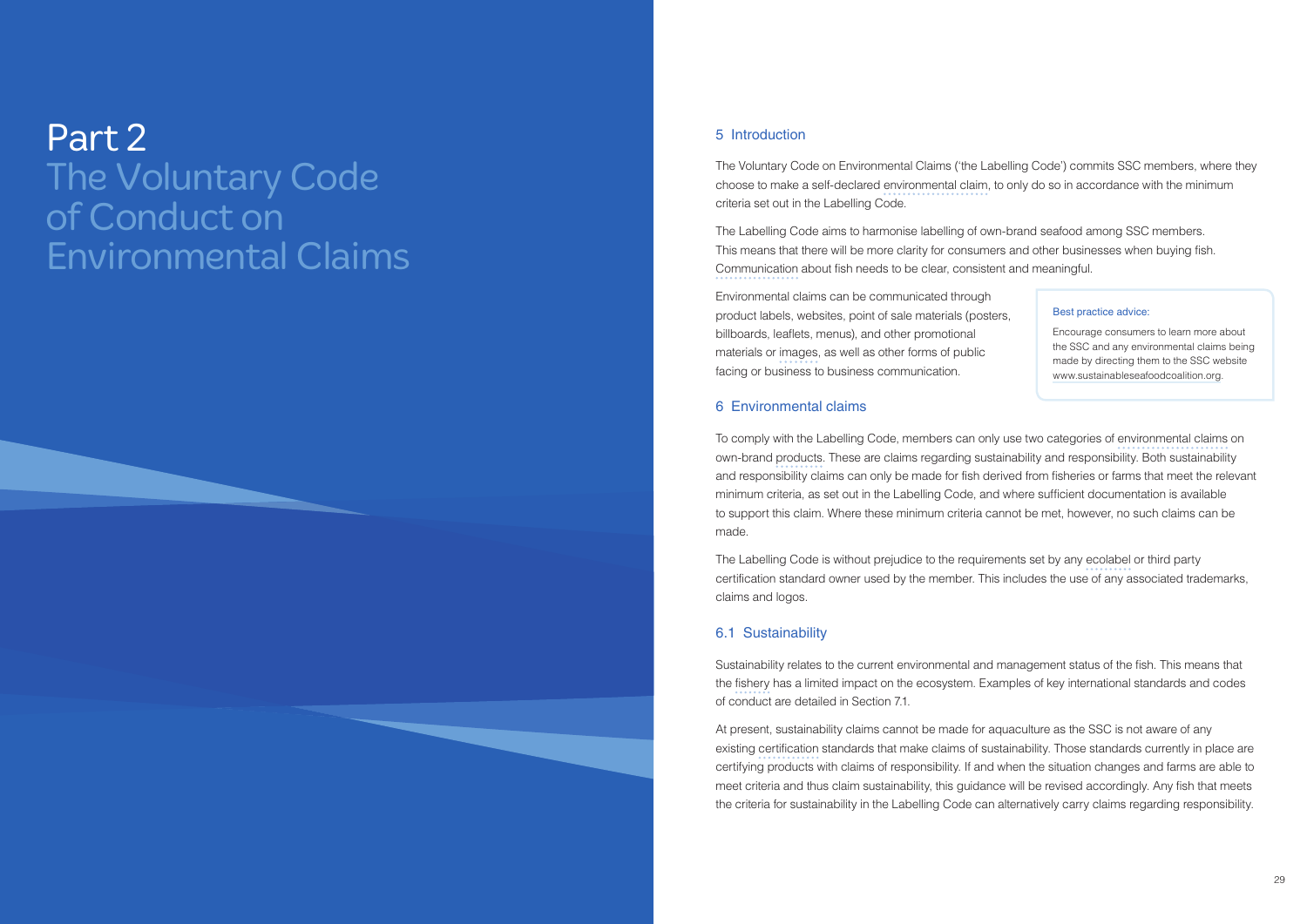# Part 2
## The Voluntary Code of Conduct on Environmental Claims

### 5 Introduction

The Voluntary Code on Environmental Claims ('the Labelling Code') commits SSC members, where they choose to make a self-declared environmental claim, to only do so in accordance with the minimum criteria set out in the Labelling Code.

The Labelling Code aims to harmonise labelling of own-brand seafood among SSC members. This means that there will be more clarity for consumers and other businesses when buying fish. Communication about fish needs to be clear, consistent and meaningful.

Environmental claims can be communicated through product labels, websites, point of sale materials (posters, billboards, leaflets, menus), and other promotional materials or images, as well as other forms of public facing or business to business communication.

> **Best practice advice:**
>
> Encourage consumers to learn more about the SSC and any environmental claims being made by directing them to the SSC website www.sustainableseafoodcoalition.org.

### 6 Environmental claims

To comply with the Labelling Code, members can only use two categories of environmental claims on own-brand products. These are claims regarding sustainability and responsibility. Both sustainability and responsibility claims can only be made for fish derived from fisheries or farms that meet the relevant minimum criteria, as set out in the Labelling Code, and where sufficient documentation is available to support this claim. Where these minimum criteria cannot be met, however, no such claims can be made.

The Labelling Code is without prejudice to the requirements set by any ecolabel or third party certification standard owner used by the member. This includes the use of any associated trademarks, claims and logos.

#### 6.1 Sustainability

Sustainability relates to the current environmental and management status of the fish. This means that the fishery has a limited impact on the ecosystem. Examples of key international standards and codes of conduct are detailed in Section 7.1.

At present, sustainability claims cannot be made for aquaculture as the SSC is not aware of any existing certification standards that make claims of sustainability. Those standards currently in place are certifying products with claims of responsibility. If and when the situation changes and farms are able to meet criteria and thus claim sustainability, this guidance will be revised accordingly. Any fish that meets the criteria for sustainability in the Labelling Code can alternatively carry claims regarding responsibility.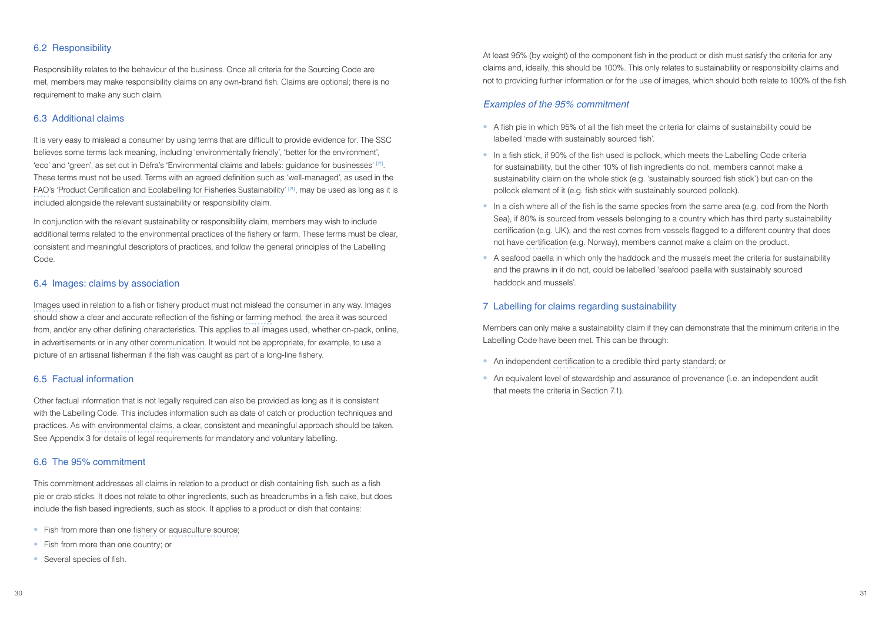## 6.2 Responsibility

Responsibility relates to the behaviour of the business. Once all criteria for the Sourcing Code are met, members may make responsibility claims on any own-brand fish. Claims are optional; there is no requirement to make any such claim.

## 6.3 Additional claims

It is very easy to mislead a consumer by using terms that are difficult to provide evidence for. The SSC believes some terms lack meaning, including 'environmentally friendly', 'better for the environment', 'eco' and 'green', as set out in Defra's 'Environmental claims and labels: guidance for businesses' [↗]. These terms must not be used. Terms with an agreed definition such as 'well-managed', as used in the FAO's 'Product Certification and Ecolabelling for Fisheries Sustainability' [↗], may be used as long as it is included alongside the relevant sustainability or responsibility claim.

In conjunction with the relevant sustainability or responsibility claim, members may wish to include additional terms related to the environmental practices of the fishery or farm. These terms must be clear, consistent and meaningful descriptors of practices, and follow the general principles of the Labelling Code.

## 6.4 Images: claims by association

Images used in relation to a fish or fishery product must not mislead the consumer in any way. Images should show a clear and accurate reflection of the fishing or farming method, the area it was sourced from, and/or any other defining characteristics. This applies to all images used, whether on-pack, online, in advertisements or in any other communication. It would not be appropriate, for example, to use a picture of an artisanal fisherman if the fish was caught as part of a long-line fishery.

## 6.5 Factual information

Other factual information that is not legally required can also be provided as long as it is consistent with the Labelling Code. This includes information such as date of catch or production techniques and practices. As with environmental claims, a clear, consistent and meaningful approach should be taken. See Appendix 3 for details of legal requirements for mandatory and voluntary labelling.

## 6.6 The 95% commitment

This commitment addresses all claims in relation to a product or dish containing fish, such as a fish pie or crab sticks. It does not relate to other ingredients, such as breadcrumbs in a fish cake, but does include the fish based ingredients, such as stock. It applies to a product or dish that contains:

- Fish from more than one fishery or aquaculture source;
- Fish from more than one country; or
- Several species of fish.

At least 95% (by weight) of the component fish in the product or dish must satisfy the criteria for any claims and, ideally, this should be 100%. This only relates to sustainability or responsibility claims and not to providing further information or for the use of images, which should both relate to 100% of the fish.

### *Examples of the 95% commitment*

- A fish pie in which 95% of all the fish meet the criteria for claims of sustainability could be labelled 'made with sustainably sourced fish'.
- In a fish stick, if 90% of the fish used is pollock, which meets the Labelling Code criteria for sustainability, but the other 10% of fish ingredients do not, members cannot make a sustainability claim on the whole stick (e.g. 'sustainably sourced fish stick') but can on the pollock element of it (e.g. fish stick with sustainably sourced pollock).
- In a dish where all of the fish is the same species from the same area (e.g. cod from the North Sea), if 80% is sourced from vessels belonging to a country which has third party sustainability certification (e.g. UK), and the rest comes from vessels flagged to a different country that does not have certification (e.g. Norway), members cannot make a claim on the product.
- A seafood paella in which only the haddock and the mussels meet the criteria for sustainability and the prawns in it do not, could be labelled 'seafood paella with sustainably sourced haddock and mussels'.

# 7 Labelling for claims regarding sustainability

Members can only make a sustainability claim if they can demonstrate that the minimum criteria in the Labelling Code have been met. This can be through:

- An independent certification to a credible third party standard; or
- An equivalent level of stewardship and assurance of provenance (i.e. an independent audit that meets the criteria in Section 7.1).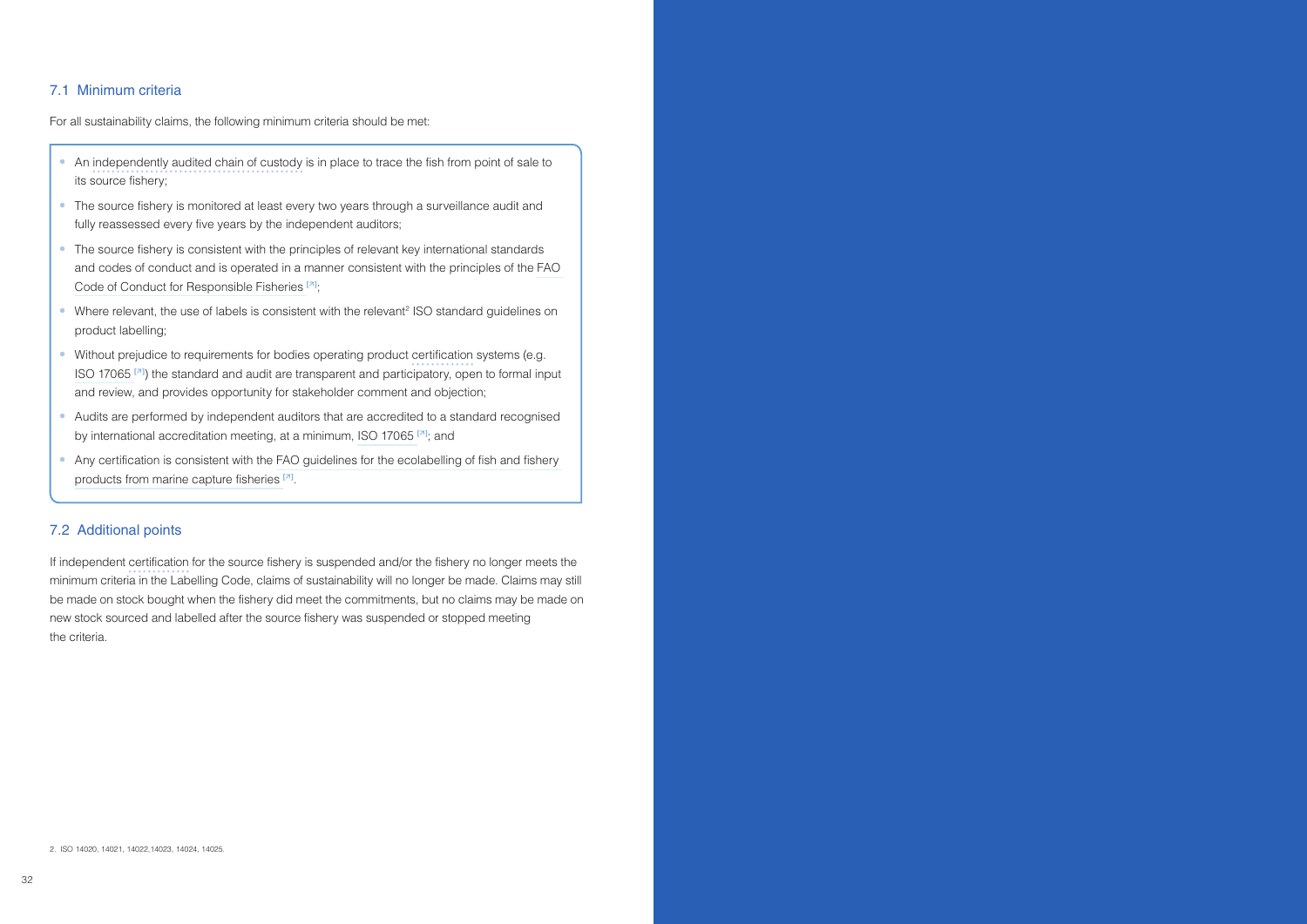## 7.1 Minimum criteria

For all sustainability claims, the following minimum criteria should be met:

- An independently audited chain of custody is in place to trace the fish from point of sale to its source fishery;
- The source fishery is monitored at least every two years through a surveillance audit and fully reassessed every five years by the independent auditors;
- The source fishery is consistent with the principles of relevant key international standards and codes of conduct and is operated in a manner consistent with the principles of the FAO Code of Conduct for Responsible Fisheries [↗];
- Where relevant, the use of labels is consistent with the relevant[2] ISO standard guidelines on product labelling;
- Without prejudice to requirements for bodies operating product certification systems (e.g. ISO 17065 [↗]) the standard and audit are transparent and participatory, open to formal input and review, and provides opportunity for stakeholder comment and objection;
- Audits are performed by independent auditors that are accredited to a standard recognised by international accreditation meeting, at a minimum, ISO 17065 [↗]; and
- Any certification is consistent with the FAO guidelines for the ecolabelling of fish and fishery products from marine capture fisheries [↗].

## 7.2 Additional points

If independent certification for the source fishery is suspended and/or the fishery no longer meets the minimum criteria in the Labelling Code, claims of sustainability will no longer be made. Claims may still be made on stock bought when the fishery did meet the commitments, but no claims may be made on new stock sourced and labelled after the source fishery was suspended or stopped meeting the criteria.

2. ISO 14020, 14021, 14022,14023, 14024, 14025.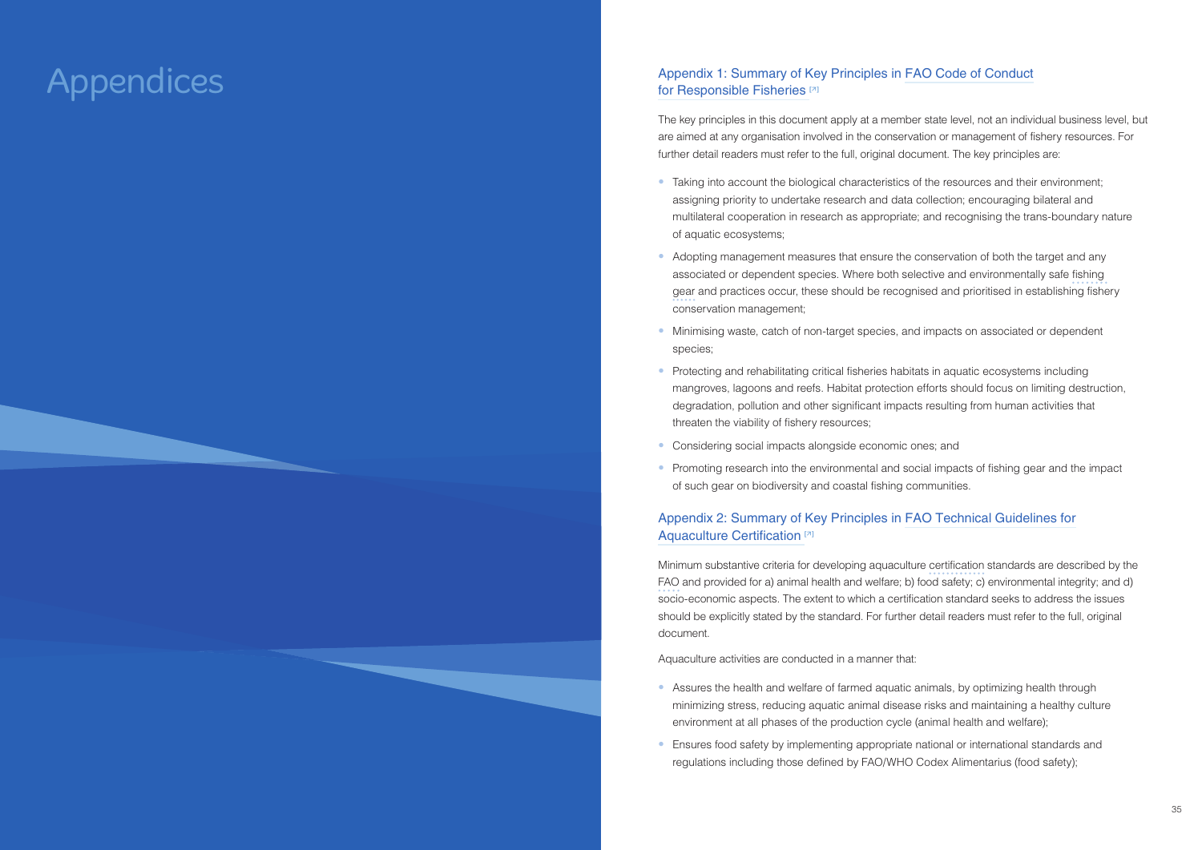# Appendices

## Appendix 1: Summary of Key Principles in FAO Code of Conduct for Responsible Fisheries [↗]

The key principles in this document apply at a member state level, not an individual business level, but are aimed at any organisation involved in the conservation or management of fishery resources. For further detail readers must refer to the full, original document. The key principles are:

- Taking into account the biological characteristics of the resources and their environment; assigning priority to undertake research and data collection; encouraging bilateral and multilateral cooperation in research as appropriate; and recognising the trans-boundary nature of aquatic ecosystems;
- Adopting management measures that ensure the conservation of both the target and any associated or dependent species. Where both selective and environmentally safe fishing gear and practices occur, these should be recognised and prioritised in establishing fishery conservation management;
- Minimising waste, catch of non-target species, and impacts on associated or dependent species;
- Protecting and rehabilitating critical fisheries habitats in aquatic ecosystems including mangroves, lagoons and reefs. Habitat protection efforts should focus on limiting destruction, degradation, pollution and other significant impacts resulting from human activities that threaten the viability of fishery resources;
- Considering social impacts alongside economic ones; and
- Promoting research into the environmental and social impacts of fishing gear and the impact of such gear on biodiversity and coastal fishing communities.

## Appendix 2: Summary of Key Principles in FAO Technical Guidelines for Aquaculture Certification [↗]

Minimum substantive criteria for developing aquaculture certification standards are described by the FAO and provided for a) animal health and welfare; b) food safety; c) environmental integrity; and d) socio-economic aspects. The extent to which a certification standard seeks to address the issues should be explicitly stated by the standard. For further detail readers must refer to the full, original document.

Aquaculture activities are conducted in a manner that:

- Assures the health and welfare of farmed aquatic animals, by optimizing health through minimizing stress, reducing aquatic animal disease risks and maintaining a healthy culture environment at all phases of the production cycle (animal health and welfare);
- Ensures food safety by implementing appropriate national or international standards and regulations including those defined by FAO/WHO Codex Alimentarius (food safety);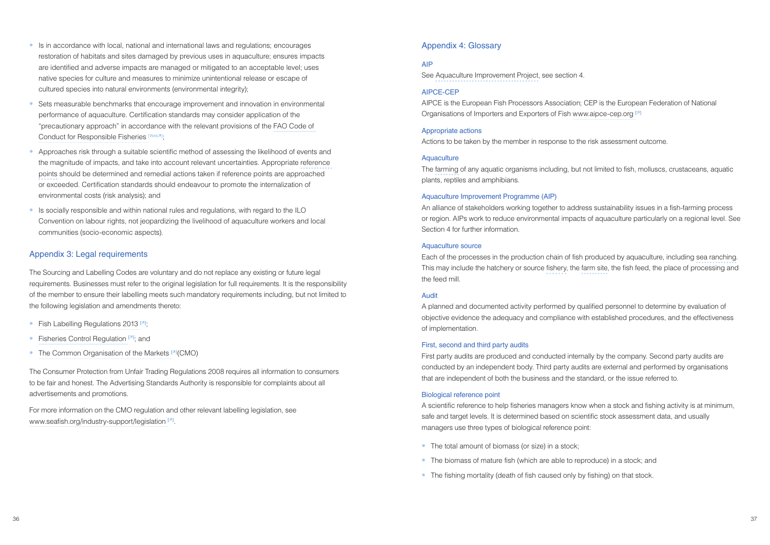- Is in accordance with local, national and international laws and regulations; encourages restoration of habitats and sites damaged by previous uses in aquaculture; ensures impacts are identified and adverse impacts are managed or mitigated to an acceptable level; uses native species for culture and measures to minimize unintentional release or escape of cultured species into natural environments (environmental integrity);
- Sets measurable benchmarks that encourage improvement and innovation in environmental performance of aquaculture. Certification standards may consider application of the "precautionary approach" in accordance with the relevant provisions of the FAO Code of Conduct for Responsible Fisheries [Web↗];
- Approaches risk through a suitable scientific method of assessing the likelihood of events and the magnitude of impacts, and take into account relevant uncertainties. Appropriate reference points should be determined and remedial actions taken if reference points are approached or exceeded. Certification standards should endeavour to promote the internalization of environmental costs (risk analysis); and
- Is socially responsible and within national rules and regulations, with regard to the ILO Convention on labour rights, not jeopardizing the livelihood of aquaculture workers and local communities (socio-economic aspects).

## Appendix 3: Legal requirements

The Sourcing and Labelling Codes are voluntary and do not replace any existing or future legal requirements. Businesses must refer to the original legislation for full requirements. It is the responsibility of the member to ensure their labelling meets such mandatory requirements including, but not limited to the following legislation and amendments thereto:

- Fish Labelling Regulations 2013 [↗];
- Fisheries Control Regulation [↗]; and
- The Common Organisation of the Markets [↗](CMO)

The Consumer Protection from Unfair Trading Regulations 2008 requires all information to consumers to be fair and honest. The Advertising Standards Authority is responsible for complaints about all advertisements and promotions.

For more information on the CMO regulation and other relevant labelling legislation, see www.seafish.org/industry-support/legislation [↗].

## Appendix 4: Glossary

### AIP

See Aquaculture Improvement Project, see section 4.

### AIPCE-CEP

AIPCE is the European Fish Processors Association; CEP is the European Federation of National Organisations of Importers and Exporters of Fish www.aipce-cep.org [↗]

### Appropriate actions

Actions to be taken by the member in response to the risk assessment outcome.

### Aquaculture

The farming of any aquatic organisms including, but not limited to fish, molluscs, crustaceans, aquatic plants, reptiles and amphibians.

### Aquaculture Improvement Programme (AIP)

An alliance of stakeholders working together to address sustainability issues in a fish-farming process or region. AIPs work to reduce environmental impacts of aquaculture particularly on a regional level. See Section 4 for further information.

### Aquaculture source

Each of the processes in the production chain of fish produced by aquaculture, including sea ranching. This may include the hatchery or source fishery, the farm site, the fish feed, the place of processing and the feed mill.

### Audit

A planned and documented activity performed by qualified personnel to determine by evaluation of objective evidence the adequacy and compliance with established procedures, and the effectiveness of implementation.

### First, second and third party audits

First party audits are produced and conducted internally by the company. Second party audits are conducted by an independent body. Third party audits are external and performed by organisations that are independent of both the business and the standard, or the issue referred to.

### Biological reference point

A scientific reference to help fisheries managers know when a stock and fishing activity is at minimum, safe and target levels. It is determined based on scientific stock assessment data, and usually managers use three types of biological reference point:

- The total amount of biomass (or size) in a stock;
- The biomass of mature fish (which are able to reproduce) in a stock; and
- The fishing mortality (death of fish caused only by fishing) on that stock.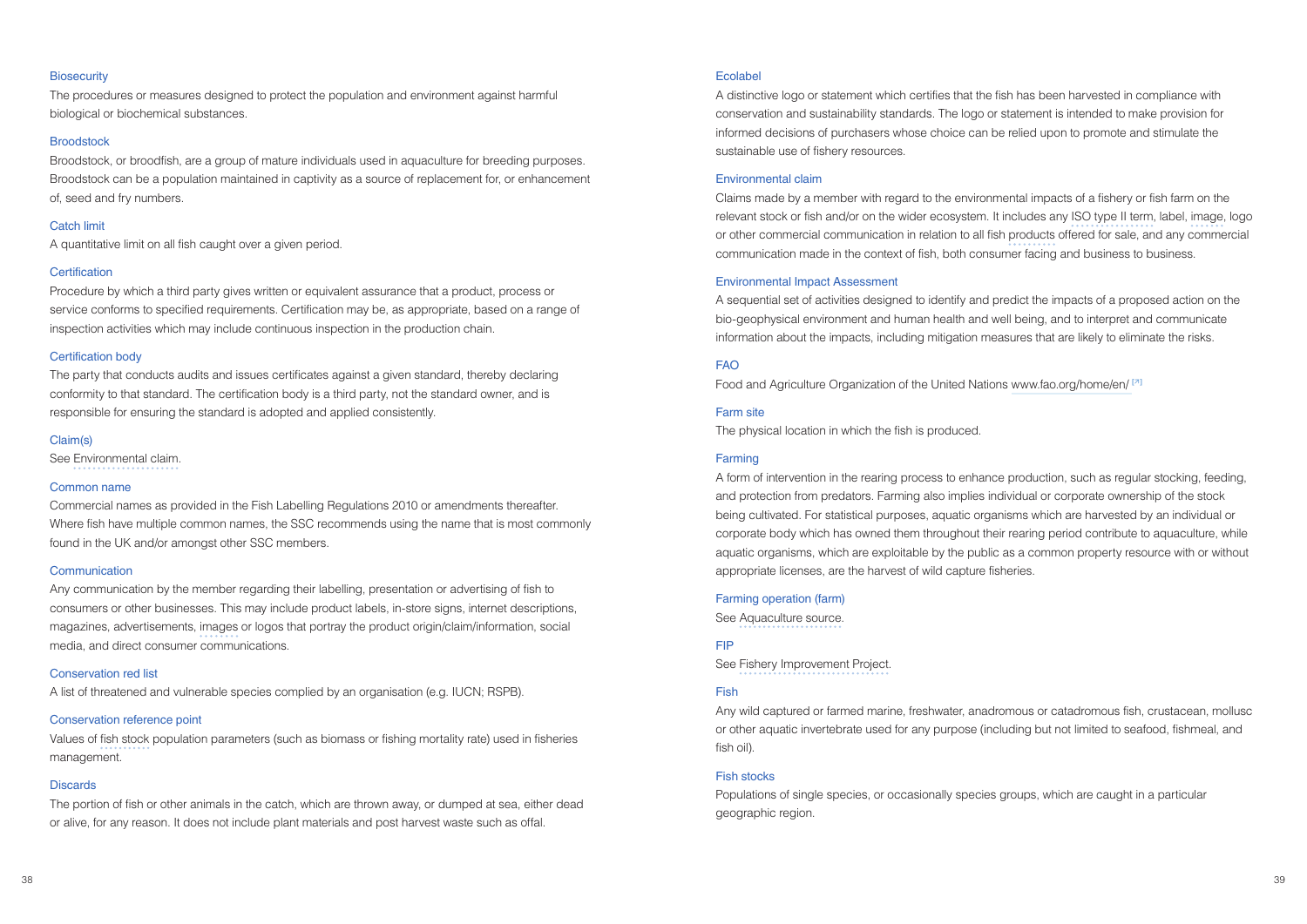### Biosecurity

The procedures or measures designed to protect the population and environment against harmful biological or biochemical substances.

### Broodstock

Broodstock, or broodfish, are a group of mature individuals used in aquaculture for breeding purposes. Broodstock can be a population maintained in captivity as a source of replacement for, or enhancement of, seed and fry numbers.

### Catch limit

A quantitative limit on all fish caught over a given period.

### Certification

Procedure by which a third party gives written or equivalent assurance that a product, process or service conforms to specified requirements. Certification may be, as appropriate, based on a range of inspection activities which may include continuous inspection in the production chain.

### Certification body

The party that conducts audits and issues certificates against a given standard, thereby declaring conformity to that standard. The certification body is a third party, not the standard owner, and is responsible for ensuring the standard is adopted and applied consistently.

### Claim(s)

See Environmental claim.

### Common name

Commercial names as provided in the Fish Labelling Regulations 2010 or amendments thereafter. Where fish have multiple common names, the SSC recommends using the name that is most commonly found in the UK and/or amongst other SSC members.

### Communication

Any communication by the member regarding their labelling, presentation or advertising of fish to consumers or other businesses. This may include product labels, in-store signs, internet descriptions, magazines, advertisements, images or logos that portray the product origin/claim/information, social media, and direct consumer communications.

### Conservation red list

A list of threatened and vulnerable species complied by an organisation (e.g. IUCN; RSPB).

### Conservation reference point

Values of fish stock population parameters (such as biomass or fishing mortality rate) used in fisheries management.

### Discards

The portion of fish or other animals in the catch, which are thrown away, or dumped at sea, either dead or alive, for any reason. It does not include plant materials and post harvest waste such as offal.

### Ecolabel

A distinctive logo or statement which certifies that the fish has been harvested in compliance with conservation and sustainability standards. The logo or statement is intended to make provision for informed decisions of purchasers whose choice can be relied upon to promote and stimulate the sustainable use of fishery resources.

### Environmental claim

Claims made by a member with regard to the environmental impacts of a fishery or fish farm on the relevant stock or fish and/or on the wider ecosystem. It includes any ISO type II term, label, image, logo or other commercial communication in relation to all fish products offered for sale, and any commercial communication made in the context of fish, both consumer facing and business to business.

### Environmental Impact Assessment

A sequential set of activities designed to identify and predict the impacts of a proposed action on the bio-geophysical environment and human health and well being, and to interpret and communicate information about the impacts, including mitigation measures that are likely to eliminate the risks.

### FAO

Food and Agriculture Organization of the United Nations www.fao.org/home/en/ [↗]

### Farm site

The physical location in which the fish is produced.

### Farming

A form of intervention in the rearing process to enhance production, such as regular stocking, feeding, and protection from predators. Farming also implies individual or corporate ownership of the stock being cultivated. For statistical purposes, aquatic organisms which are harvested by an individual or corporate body which has owned them throughout their rearing period contribute to aquaculture, while aquatic organisms, which are exploitable by the public as a common property resource with or without appropriate licenses, are the harvest of wild capture fisheries.

### Farming operation (farm)

See Aquaculture source.

### FIP

See Fishery Improvement Project.

### Fish

Any wild captured or farmed marine, freshwater, anadromous or catadromous fish, crustacean, mollusc or other aquatic invertebrate used for any purpose (including but not limited to seafood, fishmeal, and fish oil).

### Fish stocks

Populations of single species, or occasionally species groups, which are caught in a particular geographic region.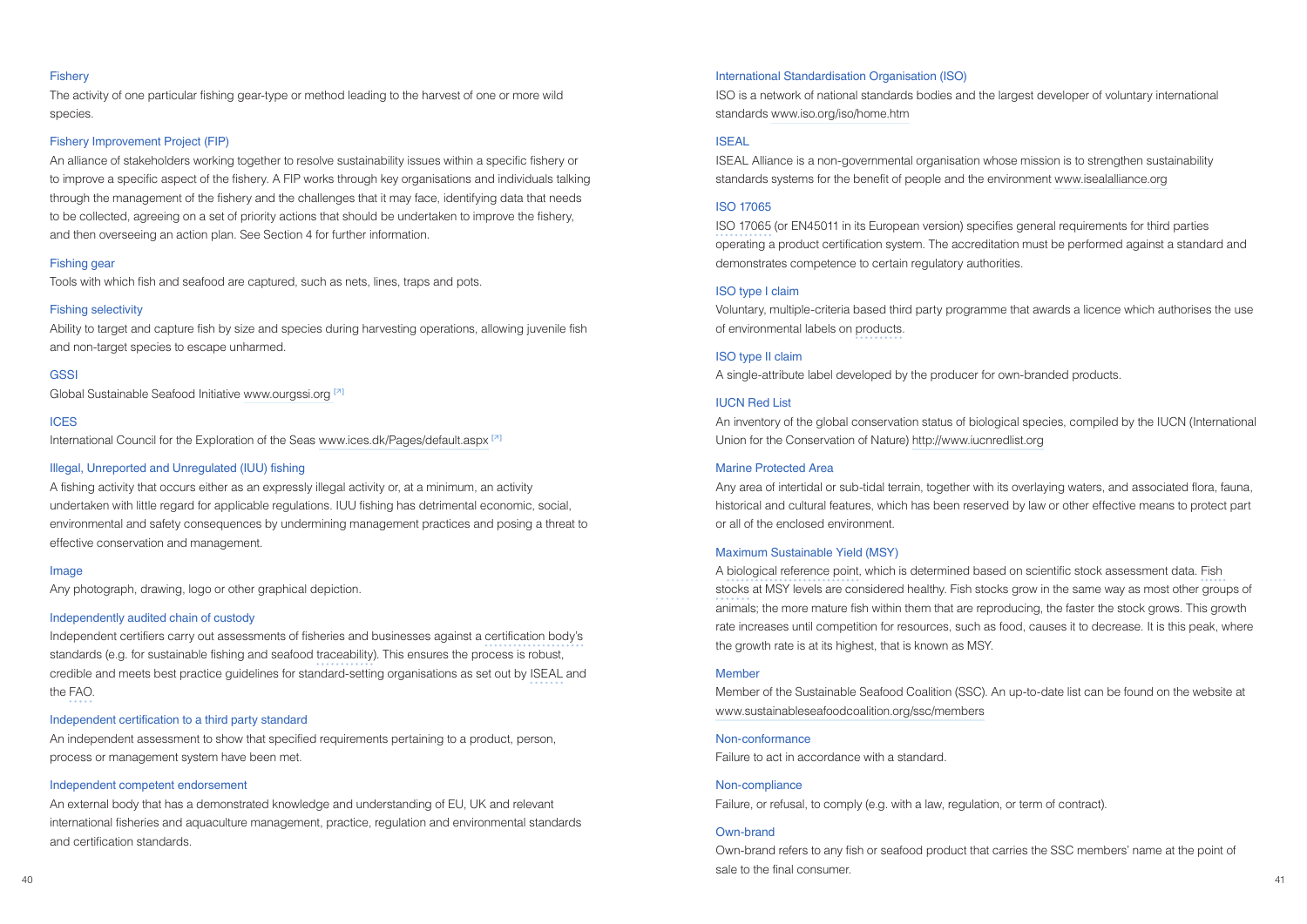### Fishery

The activity of one particular fishing gear-type or method leading to the harvest of one or more wild species.

### Fishery Improvement Project (FIP)

An alliance of stakeholders working together to resolve sustainability issues within a specific fishery or to improve a specific aspect of the fishery. A FIP works through key organisations and individuals talking through the management of the fishery and the challenges that it may face, identifying data that needs to be collected, agreeing on a set of priority actions that should be undertaken to improve the fishery, and then overseeing an action plan. See Section 4 for further information.

### Fishing gear

Tools with which fish and seafood are captured, such as nets, lines, traps and pots.

### Fishing selectivity

Ability to target and capture fish by size and species during harvesting operations, allowing juvenile fish and non-target species to escape unharmed.

### GSSI

Global Sustainable Seafood Initiative www.ourgssi.org [↗]

### ICES

International Council for the Exploration of the Seas www.ices.dk/Pages/default.aspx [↗]

### Illegal, Unreported and Unregulated (IUU) fishing

A fishing activity that occurs either as an expressly illegal activity or, at a minimum, an activity undertaken with little regard for applicable regulations. IUU fishing has detrimental economic, social, environmental and safety consequences by undermining management practices and posing a threat to effective conservation and management.

### Image

Any photograph, drawing, logo or other graphical depiction.

### Independently audited chain of custody

Independent certifiers carry out assessments of fisheries and businesses against a certification body's standards (e.g. for sustainable fishing and seafood traceability). This ensures the process is robust, credible and meets best practice guidelines for standard-setting organisations as set out by ISEAL and the FAO.

### Independent certification to a third party standard

An independent assessment to show that specified requirements pertaining to a product, person, process or management system have been met.

### Independent competent endorsement

An external body that has a demonstrated knowledge and understanding of EU, UK and relevant international fisheries and aquaculture management, practice, regulation and environmental standards and certification standards.

### International Standardisation Organisation (ISO)

ISO is a network of national standards bodies and the largest developer of voluntary international standards www.iso.org/iso/home.htm

### ISEAL

ISEAL Alliance is a non-governmental organisation whose mission is to strengthen sustainability standards systems for the benefit of people and the environment www.isealalliance.org

### ISO 17065

ISO 17065 (or EN45011 in its European version) specifies general requirements for third parties operating a product certification system. The accreditation must be performed against a standard and demonstrates competence to certain regulatory authorities.

### ISO type I claim

Voluntary, multiple-criteria based third party programme that awards a licence which authorises the use of environmental labels on products.

### ISO type II claim

A single-attribute label developed by the producer for own-branded products.

### IUCN Red List

An inventory of the global conservation status of biological species, compiled by the IUCN (International Union for the Conservation of Nature) http://www.iucnredlist.org

### Marine Protected Area

Any area of intertidal or sub-tidal terrain, together with its overlaying waters, and associated flora, fauna, historical and cultural features, which has been reserved by law or other effective means to protect part or all of the enclosed environment.

### Maximum Sustainable Yield (MSY)

A biological reference point, which is determined based on scientific stock assessment data. Fish stocks at MSY levels are considered healthy. Fish stocks grow in the same way as most other groups of animals; the more mature fish within them that are reproducing, the faster the stock grows. This growth rate increases until competition for resources, such as food, causes it to decrease. It is this peak, where the growth rate is at its highest, that is known as MSY.

### Member

Member of the Sustainable Seafood Coalition (SSC). An up-to-date list can be found on the website at www.sustainableseafoodcoalition.org/ssc/members

### Non-conformance

Failure to act in accordance with a standard.

### Non-compliance

Failure, or refusal, to comply (e.g. with a law, regulation, or term of contract).

### Own-brand

Own-brand refers to any fish or seafood product that carries the SSC members' name at the point of sale to the final consumer.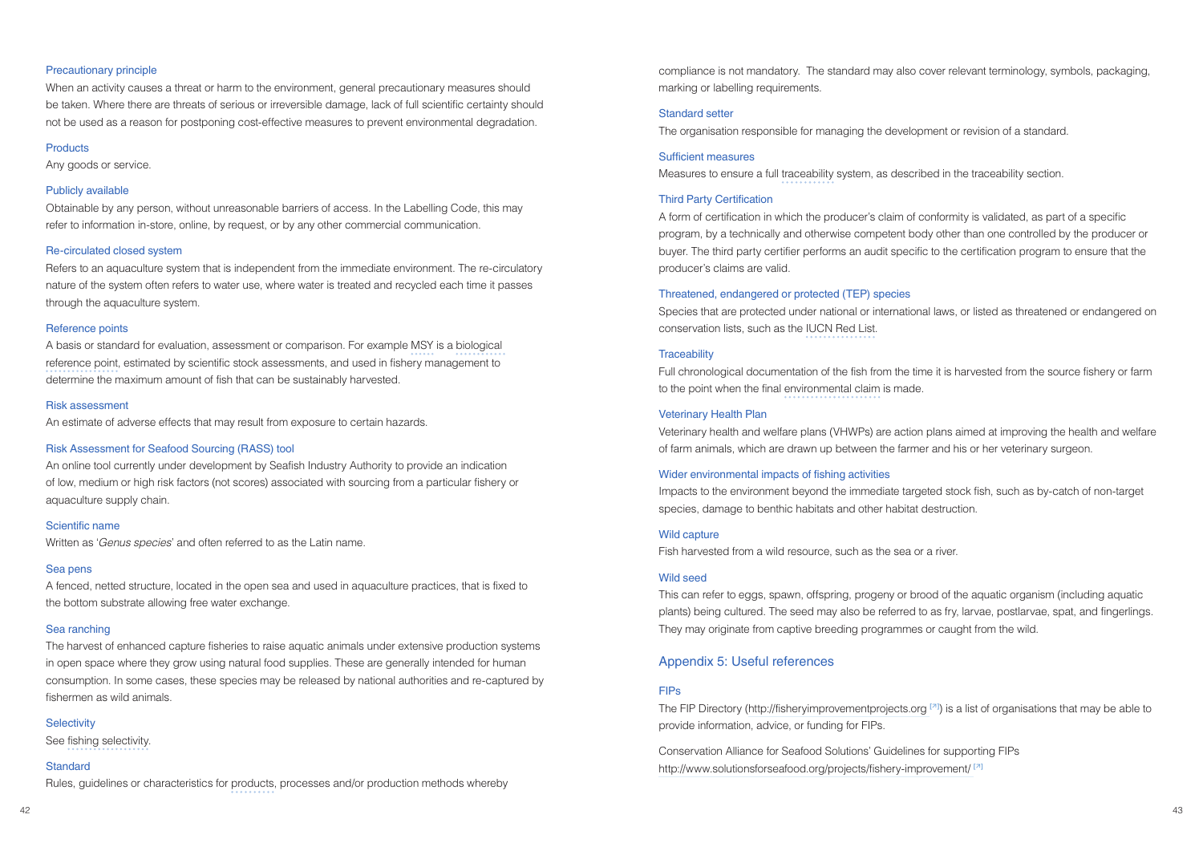### Precautionary principle

When an activity causes a threat or harm to the environment, general precautionary measures should be taken. Where there are threats of serious or irreversible damage, lack of full scientific certainty should not be used as a reason for postponing cost-effective measures to prevent environmental degradation.

### Products

Any goods or service.

### Publicly available

Obtainable by any person, without unreasonable barriers of access. In the Labelling Code, this may refer to information in-store, online, by request, or by any other commercial communication.

### Re-circulated closed system

Refers to an aquaculture system that is independent from the immediate environment. The re-circulatory nature of the system often refers to water use, where water is treated and recycled each time it passes through the aquaculture system.

### Reference points

A basis or standard for evaluation, assessment or comparison. For example MSY is a biological reference point, estimated by scientific stock assessments, and used in fishery management to determine the maximum amount of fish that can be sustainably harvested.

### Risk assessment

An estimate of adverse effects that may result from exposure to certain hazards.

### Risk Assessment for Seafood Sourcing (RASS) tool

An online tool currently under development by Seafish Industry Authority to provide an indication of low, medium or high risk factors (not scores) associated with sourcing from a particular fishery or aquaculture supply chain.

### Scientific name

Written as '*Genus species*' and often referred to as the Latin name.

### Sea pens

A fenced, netted structure, located in the open sea and used in aquaculture practices, that is fixed to the bottom substrate allowing free water exchange.

### Sea ranching

The harvest of enhanced capture fisheries to raise aquatic animals under extensive production systems in open space where they grow using natural food supplies. These are generally intended for human consumption. In some cases, these species may be released by national authorities and re-captured by fishermen as wild animals.

### Selectivity

See fishing selectivity.

### Standard

Rules, guidelines or characteristics for products, processes and/or production methods whereby compliance is not mandatory. The standard may also cover relevant terminology, symbols, packaging, marking or labelling requirements.

### Standard setter

The organisation responsible for managing the development or revision of a standard.

### Sufficient measures

Measures to ensure a full traceability system, as described in the traceability section.

### Third Party Certification

A form of certification in which the producer's claim of conformity is validated, as part of a specific program, by a technically and otherwise competent body other than one controlled by the producer or buyer. The third party certifier performs an audit specific to the certification program to ensure that the producer's claims are valid.

### Threatened, endangered or protected (TEP) species

Species that are protected under national or international laws, or listed as threatened or endangered on conservation lists, such as the IUCN Red List.

### Traceability

Full chronological documentation of the fish from the time it is harvested from the source fishery or farm to the point when the final environmental claim is made.

### Veterinary Health Plan

Veterinary health and welfare plans (VHWPs) are action plans aimed at improving the health and welfare of farm animals, which are drawn up between the farmer and his or her veterinary surgeon.

### Wider environmental impacts of fishing activities

Impacts to the environment beyond the immediate targeted stock fish, such as by-catch of non-target species, damage to benthic habitats and other habitat destruction.

### Wild capture

Fish harvested from a wild resource, such as the sea or a river.

### Wild seed

This can refer to eggs, spawn, offspring, progeny or brood of the aquatic organism (including aquatic plants) being cultured. The seed may also be referred to as fry, larvae, postlarvae, spat, and fingerlings. They may originate from captive breeding programmes or caught from the wild.

## Appendix 5: Useful references

### FIPs

The FIP Directory (http://fisheryimprovementprojects.org [↗]) is a list of organisations that may be able to provide information, advice, or funding for FIPs.

Conservation Alliance for Seafood Solutions' Guidelines for supporting FIPs http://www.solutionsforseafood.org/projects/fishery-improvement/ [↗]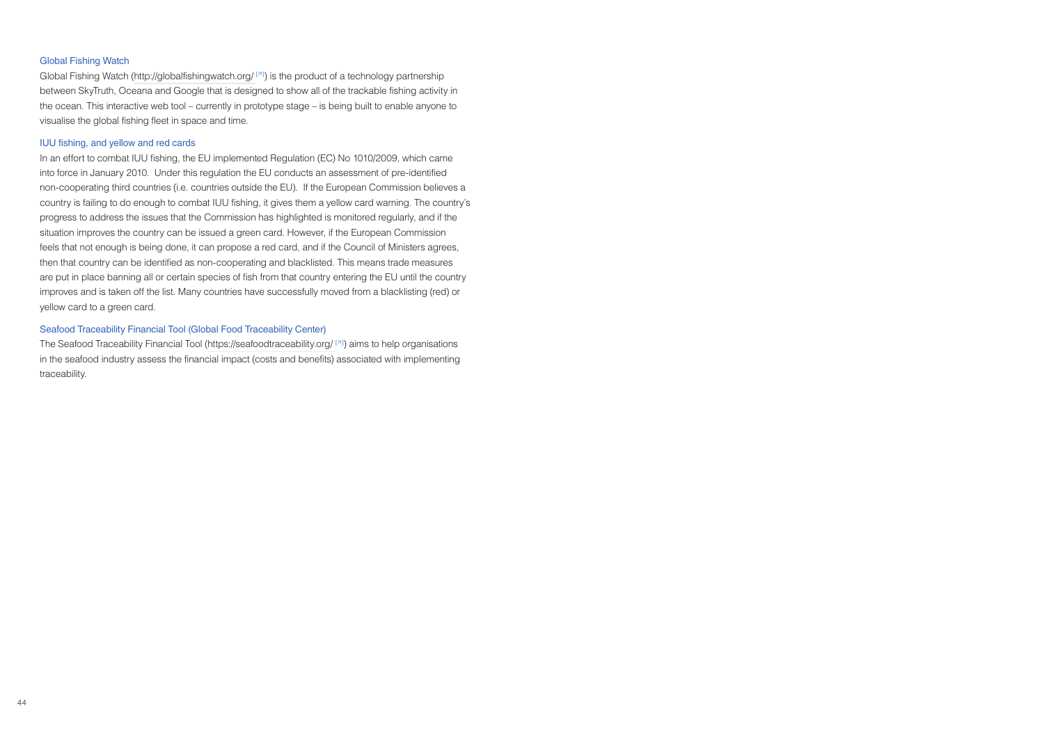### Global Fishing Watch

Global Fishing Watch (http://globalfishingwatch.org/ [↗]) is the product of a technology partnership between SkyTruth, Oceana and Google that is designed to show all of the trackable fishing activity in the ocean. This interactive web tool – currently in prototype stage – is being built to enable anyone to visualise the global fishing fleet in space and time.

### IUU fishing, and yellow and red cards

In an effort to combat IUU fishing, the EU implemented Regulation (EC) No 1010/2009, which came into force in January 2010. Under this regulation the EU conducts an assessment of pre-identified non-cooperating third countries (i.e. countries outside the EU). If the European Commission believes a country is failing to do enough to combat IUU fishing, it gives them a yellow card warning. The country's progress to address the issues that the Commission has highlighted is monitored regularly, and if the situation improves the country can be issued a green card. However, if the European Commission feels that not enough is being done, it can propose a red card, and if the Council of Ministers agrees, then that country can be identified as non-cooperating and blacklisted. This means trade measures are put in place banning all or certain species of fish from that country entering the EU until the country improves and is taken off the list. Many countries have successfully moved from a blacklisting (red) or yellow card to a green card.

### Seafood Traceability Financial Tool (Global Food Traceability Center)

The Seafood Traceability Financial Tool (https://seafoodtraceability.org/ [↗]) aims to help organisations in the seafood industry assess the financial impact (costs and benefits) associated with implementing traceability.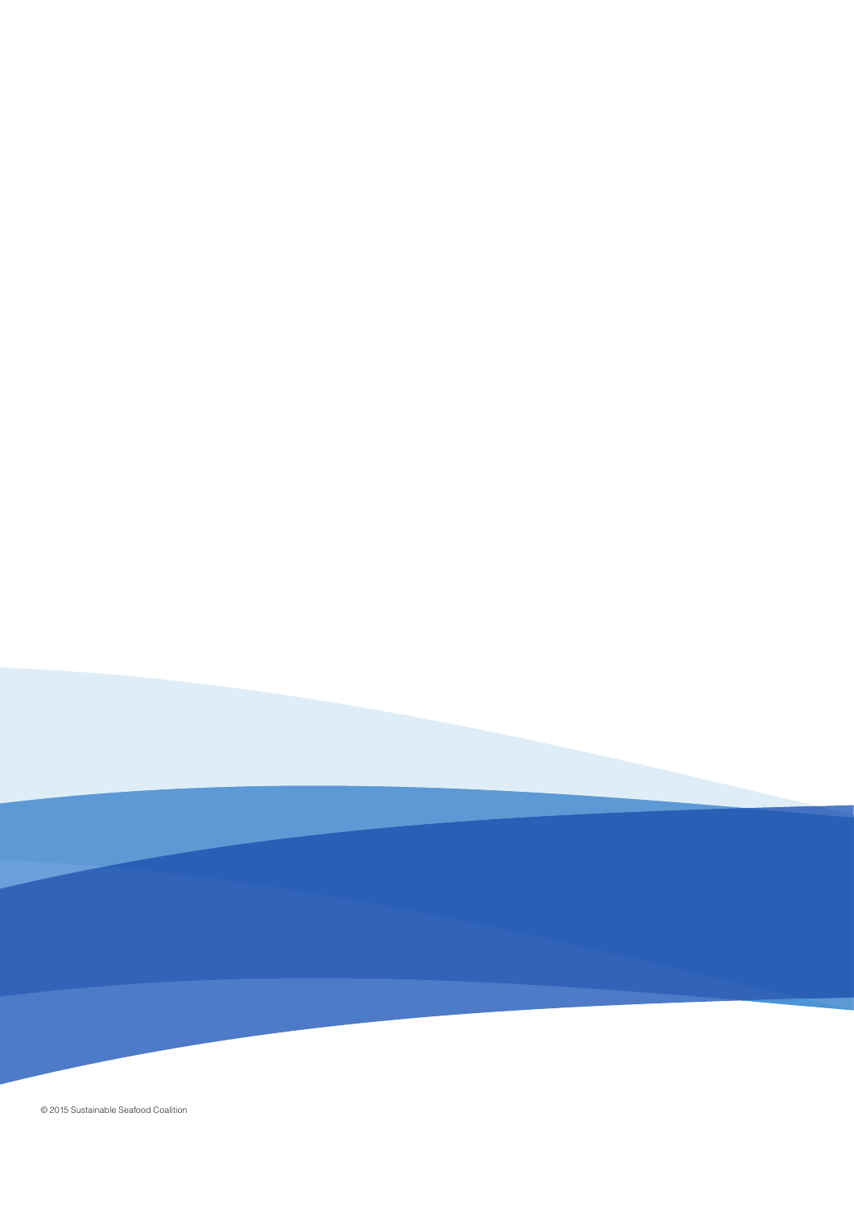© 2015 Sustainable Seafood Coalition